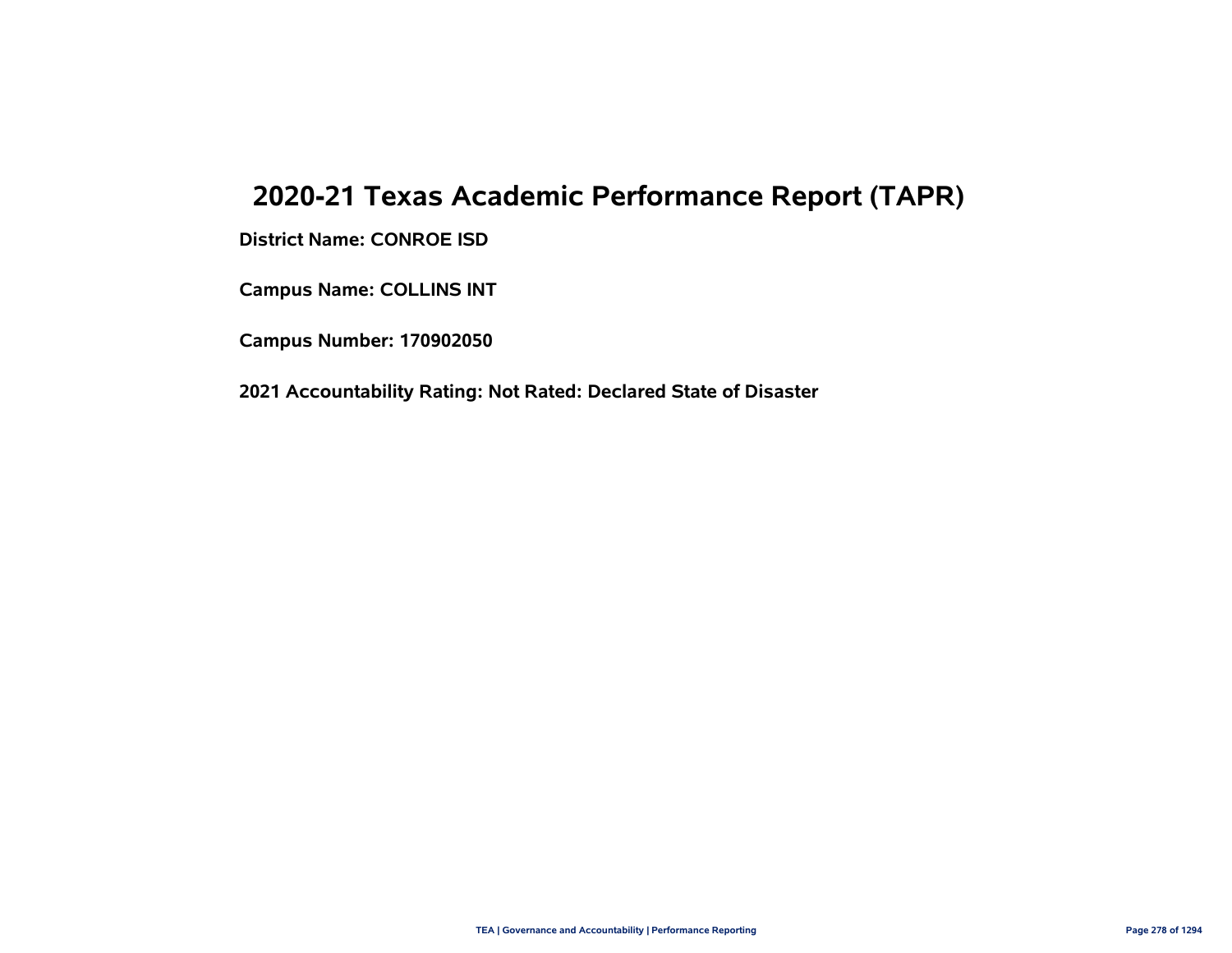# 2020-21 Texas Academic Performance Report (TAPR)

**District Name: CONROE ISD**

**Campus Name: COLLINS INT**

**Campus Number: 170902050**

**2021 Accountability Rating: Not Rated: Declared State of Disaster**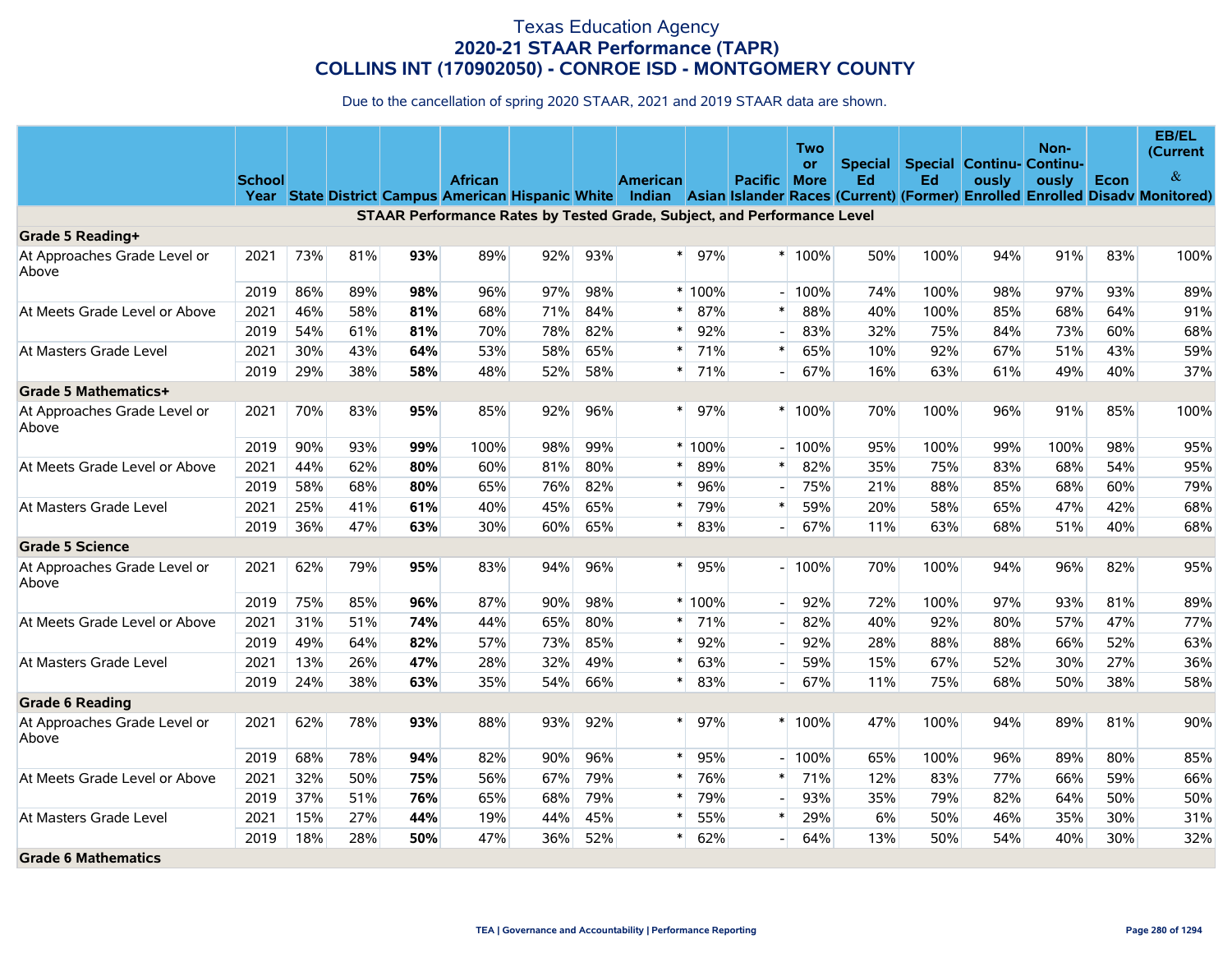# Texas Education Agency
## 2020-21 STAAR Performance (TAPR)
## COLLINS INT (170902050) - CONROE ISD - MONTGOMERY COUNTY

Due to the cancellation of spring 2020 STAAR, 2021 and 2019 STAAR data are shown.

| | School Year | State | District | Campus | African American | Hispanic | White | American Indian | Asian | Pacific Islander | Two or More Races | Special Ed (Current) | Special Ed (Former) | Continuously Enrolled | Non-Continuously Enrolled | Econ Disadv | EB/EL (Current & Monitored) |
|---|---|---|---|---|---|---|---|---|---|---|---|---|---|---|---|---|---|
| **STAAR Performance Rates by Tested Grade, Subject, and Performance Level** | | | | | | | | | | | | | | | | | |
| **Grade 5 Reading+** | | | | | | | | | | | | | | | | | |
| At Approaches Grade Level or Above | 2021 | 73% | 81% | **93%** | 89% | 92% | 93% | * | 97% | * | 100% | 50% | 100% | 94% | 91% | 83% | 100% |
| | 2019 | 86% | 89% | **98%** | 96% | 97% | 98% | * | 100% | - | 100% | 74% | 100% | 98% | 97% | 93% | 89% |
| At Meets Grade Level or Above | 2021 | 46% | 58% | **81%** | 68% | 71% | 84% | * | 87% | * | 88% | 40% | 100% | 85% | 68% | 64% | 91% |
| | 2019 | 54% | 61% | **81%** | 70% | 78% | 82% | * | 92% | - | 83% | 32% | 75% | 84% | 73% | 60% | 68% |
| At Masters Grade Level | 2021 | 30% | 43% | **64%** | 53% | 58% | 65% | * | 71% | * | 65% | 10% | 92% | 67% | 51% | 43% | 59% |
| | 2019 | 29% | 38% | **58%** | 48% | 52% | 58% | * | 71% | - | 67% | 16% | 63% | 61% | 49% | 40% | 37% |
| **Grade 5 Mathematics+** | | | | | | | | | | | | | | | | | |
| At Approaches Grade Level or Above | 2021 | 70% | 83% | **95%** | 85% | 92% | 96% | * | 97% | * | 100% | 70% | 100% | 96% | 91% | 85% | 100% |
| | 2019 | 90% | 93% | **99%** | 100% | 98% | 99% | * | 100% | - | 100% | 95% | 100% | 99% | 100% | 98% | 95% |
| At Meets Grade Level or Above | 2021 | 44% | 62% | **80%** | 60% | 81% | 80% | * | 89% | * | 82% | 35% | 75% | 83% | 68% | 54% | 95% |
| | 2019 | 58% | 68% | **80%** | 65% | 76% | 82% | * | 96% | - | 75% | 21% | 88% | 85% | 68% | 60% | 79% |
| At Masters Grade Level | 2021 | 25% | 41% | **61%** | 40% | 45% | 65% | * | 79% | * | 59% | 20% | 58% | 65% | 47% | 42% | 68% |
| | 2019 | 36% | 47% | **63%** | 30% | 60% | 65% | * | 83% | - | 67% | 11% | 63% | 68% | 51% | 40% | 68% |
| **Grade 5 Science** | | | | | | | | | | | | | | | | | |
| At Approaches Grade Level or Above | 2021 | 62% | 79% | **95%** | 83% | 94% | 96% | * | 95% | - | 100% | 70% | 100% | 94% | 96% | 82% | 95% |
| | 2019 | 75% | 85% | **96%** | 87% | 90% | 98% | * | 100% | - | 92% | 72% | 100% | 97% | 93% | 81% | 89% |
| At Meets Grade Level or Above | 2021 | 31% | 51% | **74%** | 44% | 65% | 80% | * | 71% | - | 82% | 40% | 92% | 80% | 57% | 47% | 77% |
| | 2019 | 49% | 64% | **82%** | 57% | 73% | 85% | * | 92% | - | 92% | 28% | 88% | 88% | 66% | 52% | 63% |
| At Masters Grade Level | 2021 | 13% | 26% | **47%** | 28% | 32% | 49% | * | 63% | - | 59% | 15% | 67% | 52% | 30% | 27% | 36% |
| | 2019 | 24% | 38% | **63%** | 35% | 54% | 66% | * | 83% | - | 67% | 11% | 75% | 68% | 50% | 38% | 58% |
| **Grade 6 Reading** | | | | | | | | | | | | | | | | | |
| At Approaches Grade Level or Above | 2021 | 62% | 78% | **93%** | 88% | 93% | 92% | * | 97% | * | 100% | 47% | 100% | 94% | 89% | 81% | 90% |
| | 2019 | 68% | 78% | **94%** | 82% | 90% | 96% | * | 95% | - | 100% | 65% | 100% | 96% | 89% | 80% | 85% |
| At Meets Grade Level or Above | 2021 | 32% | 50% | **75%** | 56% | 67% | 79% | * | 76% | * | 71% | 12% | 83% | 77% | 66% | 59% | 66% |
| | 2019 | 37% | 51% | **76%** | 65% | 68% | 79% | * | 79% | - | 93% | 35% | 79% | 82% | 64% | 50% | 50% |
| At Masters Grade Level | 2021 | 15% | 27% | **44%** | 19% | 44% | 45% | * | 55% | * | 29% | 6% | 50% | 46% | 35% | 30% | 31% |
| | 2019 | 18% | 28% | **50%** | 47% | 36% | 52% | * | 62% | - | 64% | 13% | 50% | 54% | 40% | 30% | 32% |
| **Grade 6 Mathematics** | | | | | | | | | | | | | | | | | |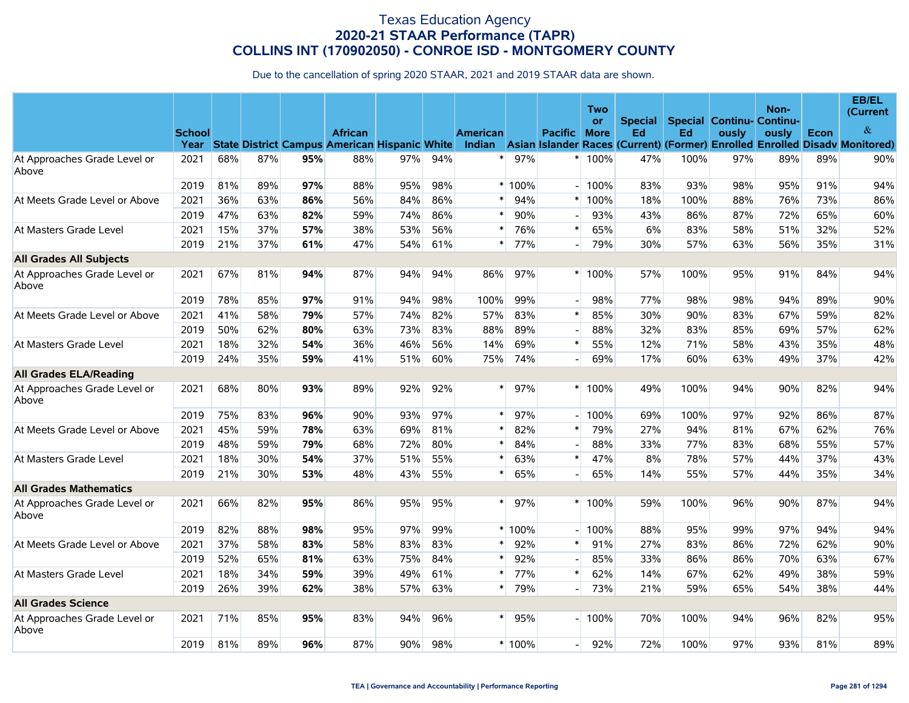# Texas Education Agency
## 2020-21 STAAR Performance (TAPR)
## COLLINS INT (170902050) - CONROE ISD - MONTGOMERY COUNTY

Due to the cancellation of spring 2020 STAAR, 2021 and 2019 STAAR data are shown.

| | School Year | State | District | Campus | African American | Hispanic | White | American Indian | Asian | Pacific Islander | Two or More Races | Special Ed (Current) | Special Ed (Former) | Continuously Enrolled | Non-Continuously Enrolled | Econ Disadv | EB/EL (Current & Monitored) |
|---|---|---|---|---|---|---|---|---|---|---|---|---|---|---|---|---|---|
| At Approaches Grade Level or Above | 2021 | 68% | 87% | **95%** | 88% | 97% | 94% | * | 97% | * | 100% | 47% | 100% | 97% | 89% | 89% | 90% |
| | 2019 | 81% | 89% | **97%** | 88% | 95% | 98% | * | 100% | - | 100% | 83% | 93% | 98% | 95% | 91% | 94% |
| At Meets Grade Level or Above | 2021 | 36% | 63% | **86%** | 56% | 84% | 86% | * | 94% | * | 100% | 18% | 100% | 88% | 76% | 73% | 86% |
| | 2019 | 47% | 63% | **82%** | 59% | 74% | 86% | * | 90% | - | 93% | 43% | 86% | 87% | 72% | 65% | 60% |
| At Masters Grade Level | 2021 | 15% | 37% | **57%** | 38% | 53% | 56% | * | 76% | * | 65% | 6% | 83% | 58% | 51% | 32% | 52% |
| | 2019 | 21% | 37% | **61%** | 47% | 54% | 61% | * | 77% | - | 79% | 30% | 57% | 63% | 56% | 35% | 31% |
| **All Grades All Subjects** | | | | | | | | | | | | | | | | | |
| At Approaches Grade Level or Above | 2021 | 67% | 81% | **94%** | 87% | 94% | 94% | 86% | 97% | * | 100% | 57% | 100% | 95% | 91% | 84% | 94% |
| | 2019 | 78% | 85% | **97%** | 91% | 94% | 98% | 100% | 99% | - | 98% | 77% | 98% | 98% | 94% | 89% | 90% |
| At Meets Grade Level or Above | 2021 | 41% | 58% | **79%** | 57% | 74% | 82% | 57% | 83% | * | 85% | 30% | 90% | 83% | 67% | 59% | 82% |
| | 2019 | 50% | 62% | **80%** | 63% | 73% | 83% | 88% | 89% | - | 88% | 32% | 83% | 85% | 69% | 57% | 62% |
| At Masters Grade Level | 2021 | 18% | 32% | **54%** | 36% | 46% | 56% | 14% | 69% | * | 55% | 12% | 71% | 58% | 43% | 35% | 48% |
| | 2019 | 24% | 35% | **59%** | 41% | 51% | 60% | 75% | 74% | - | 69% | 17% | 60% | 63% | 49% | 37% | 42% |
| **All Grades ELA/Reading** | | | | | | | | | | | | | | | | | |
| At Approaches Grade Level or Above | 2021 | 68% | 80% | **93%** | 89% | 92% | 92% | * | 97% | * | 100% | 49% | 100% | 94% | 90% | 82% | 94% |
| | 2019 | 75% | 83% | **96%** | 90% | 93% | 97% | * | 97% | - | 100% | 69% | 100% | 97% | 92% | 86% | 87% |
| At Meets Grade Level or Above | 2021 | 45% | 59% | **78%** | 63% | 69% | 81% | * | 82% | * | 79% | 27% | 94% | 81% | 67% | 62% | 76% |
| | 2019 | 48% | 59% | **79%** | 68% | 72% | 80% | * | 84% | - | 88% | 33% | 77% | 83% | 68% | 55% | 57% |
| At Masters Grade Level | 2021 | 18% | 30% | **54%** | 37% | 51% | 55% | * | 63% | * | 47% | 8% | 78% | 57% | 44% | 37% | 43% |
| | 2019 | 21% | 30% | **53%** | 48% | 43% | 55% | * | 65% | - | 65% | 14% | 55% | 57% | 44% | 35% | 34% |
| **All Grades Mathematics** | | | | | | | | | | | | | | | | | |
| At Approaches Grade Level or Above | 2021 | 66% | 82% | **95%** | 86% | 95% | 95% | * | 97% | * | 100% | 59% | 100% | 96% | 90% | 87% | 94% |
| | 2019 | 82% | 88% | **98%** | 95% | 97% | 99% | * | 100% | - | 100% | 88% | 95% | 99% | 97% | 94% | 94% |
| At Meets Grade Level or Above | 2021 | 37% | 58% | **83%** | 58% | 83% | 83% | * | 92% | * | 91% | 27% | 83% | 86% | 72% | 62% | 90% |
| | 2019 | 52% | 65% | **81%** | 63% | 75% | 84% | * | 92% | - | 85% | 33% | 86% | 86% | 70% | 63% | 67% |
| At Masters Grade Level | 2021 | 18% | 34% | **59%** | 39% | 49% | 61% | * | 77% | * | 62% | 14% | 67% | 62% | 49% | 38% | 59% |
| | 2019 | 26% | 39% | **62%** | 38% | 57% | 63% | * | 79% | - | 73% | 21% | 59% | 65% | 54% | 38% | 44% |
| **All Grades Science** | | | | | | | | | | | | | | | | | |
| At Approaches Grade Level or Above | 2021 | 71% | 85% | **95%** | 83% | 94% | 96% | * | 95% | - | 100% | 70% | 100% | 94% | 96% | 82% | 95% |
| | 2019 | 81% | 89% | **96%** | 87% | 90% | 98% | * | 100% | - | 92% | 72% | 100% | 97% | 93% | 81% | 89% |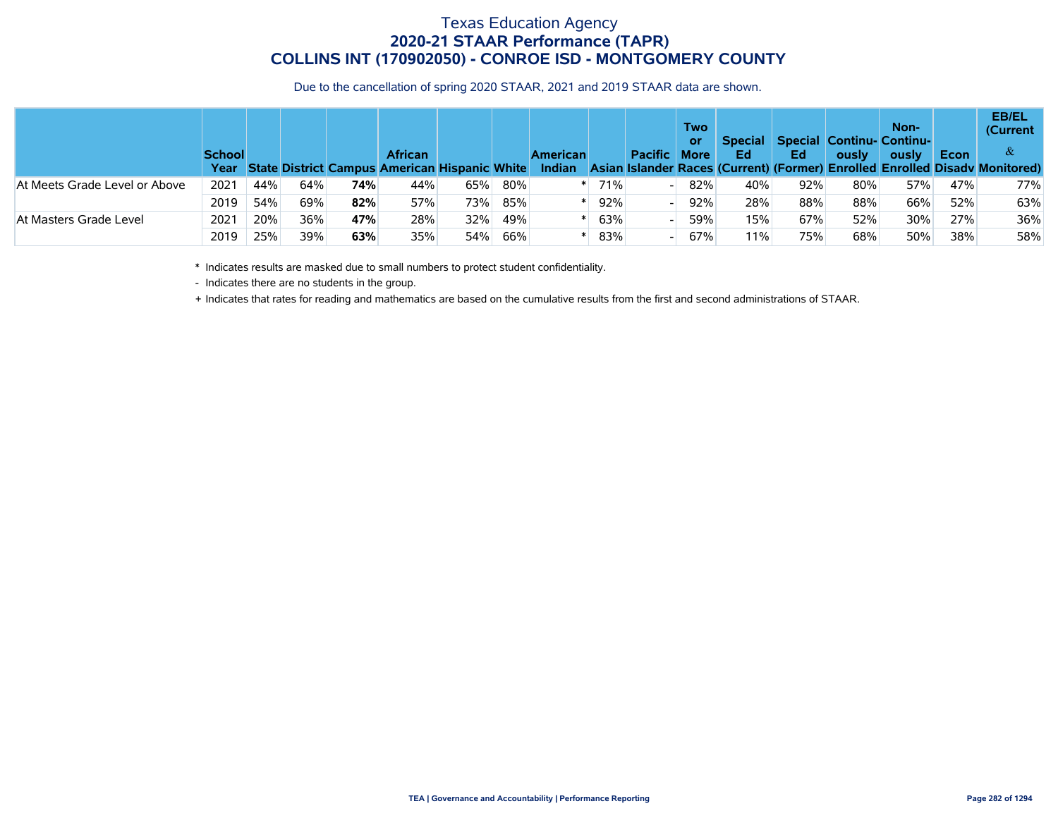# Texas Education Agency
## 2020-21 STAAR Performance (TAPR)
## COLLINS INT (170902050) - CONROE ISD - MONTGOMERY COUNTY

Due to the cancellation of spring 2020 STAAR, 2021 and 2019 STAAR data are shown.

| | School Year | State | District | Campus | African American | Hispanic | White | American Indian | Asian | Pacific Islander | Two or More Races | Special Ed (Current) | Special Ed (Former) | Continuously Enrolled | Non-Continuously Enrolled | Econ Disadv | EB/EL (Current & Monitored) |
|---|---|---|---|---|---|---|---|---|---|---|---|---|---|---|---|---|---|
| At Meets Grade Level or Above | 2021 | 44% | 64% | **74%** | 44% | 65% | 80% | * | 71% | - | 82% | 40% | 92% | 80% | 57% | 47% | 77% |
| | 2019 | 54% | 69% | **82%** | 57% | 73% | 85% | * | 92% | - | 92% | 28% | 88% | 88% | 66% | 52% | 63% |
| At Masters Grade Level | 2021 | 20% | 36% | **47%** | 28% | 32% | 49% | * | 63% | - | 59% | 15% | 67% | 52% | 30% | 27% | 36% |
| | 2019 | 25% | 39% | **63%** | 35% | 54% | 66% | * | 83% | - | 67% | 11% | 75% | 68% | 50% | 38% | 58% |

\* Indicates results are masked due to small numbers to protect student confidentiality.

\- Indicates there are no students in the group.

\+ Indicates that rates for reading and mathematics are based on the cumulative results from the first and second administrations of STAAR.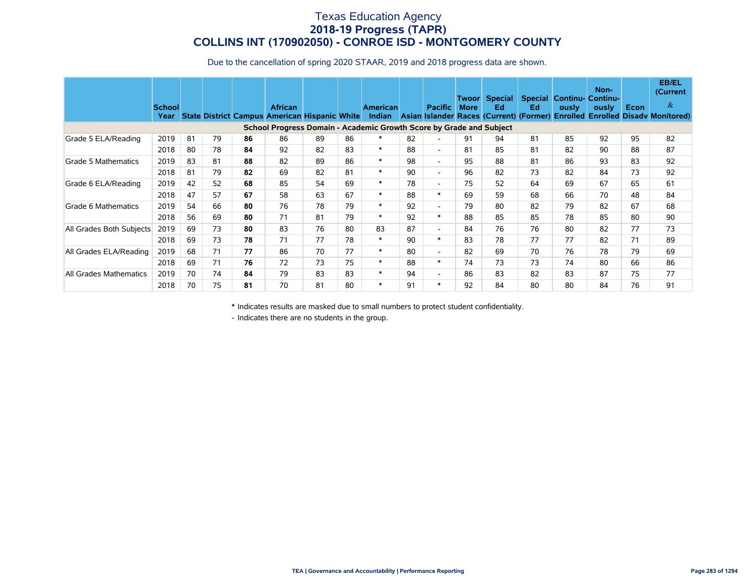# Texas Education Agency
## 2018-19 Progress (TAPR)
## COLLINS INT (170902050) - CONROE ISD - MONTGOMERY COUNTY

Due to the cancellation of spring 2020 STAAR, 2019 and 2018 progress data are shown.

| | School Year | State | District | Campus | African American | Hispanic | White | American Indian | Asian | Pacific Islander | Twoor More Races | Special Ed (Current) | Special Ed (Former) | Continu-ously Enrolled | Non-Continu-ously Enrolled | Econ Disadv | EB/EL (Current & Monitored) |
|---|---|---|---|---|---|---|---|---|---|---|---|---|---|---|---|---|---|
| **School Progress Domain - Academic Growth Score by Grade and Subject** | | | | | | | | | | | | | | | | | |
| Grade 5 ELA/Reading | 2019 | 81 | 79 | **86** | 86 | 89 | 86 | * | 82 | - | 91 | 94 | 81 | 85 | 92 | 95 | 82 |
| | 2018 | 80 | 78 | **84** | 92 | 82 | 83 | * | 88 | - | 81 | 85 | 81 | 82 | 90 | 88 | 87 |
| Grade 5 Mathematics | 2019 | 83 | 81 | **88** | 82 | 89 | 86 | * | 98 | - | 95 | 88 | 81 | 86 | 93 | 83 | 92 |
| | 2018 | 81 | 79 | **82** | 69 | 82 | 81 | * | 90 | - | 96 | 82 | 73 | 82 | 84 | 73 | 92 |
| Grade 6 ELA/Reading | 2019 | 42 | 52 | **68** | 85 | 54 | 69 | * | 78 | - | 75 | 52 | 64 | 69 | 67 | 65 | 61 |
| | 2018 | 47 | 57 | **67** | 58 | 63 | 67 | * | 88 | * | 69 | 59 | 68 | 66 | 70 | 48 | 84 |
| Grade 6 Mathematics | 2019 | 54 | 66 | **80** | 76 | 78 | 79 | * | 92 | - | 79 | 80 | 82 | 79 | 82 | 67 | 68 |
| | 2018 | 56 | 69 | **80** | 71 | 81 | 79 | * | 92 | * | 88 | 85 | 85 | 78 | 85 | 80 | 90 |
| All Grades Both Subjects | 2019 | 69 | 73 | **80** | 83 | 76 | 80 | 83 | 87 | - | 84 | 76 | 76 | 80 | 82 | 77 | 73 |
| | 2018 | 69 | 73 | **78** | 71 | 77 | 78 | * | 90 | * | 83 | 78 | 77 | 77 | 82 | 71 | 89 |
| All Grades ELA/Reading | 2019 | 68 | 71 | **77** | 86 | 70 | 77 | * | 80 | - | 82 | 69 | 70 | 76 | 78 | 79 | 69 |
| | 2018 | 69 | 71 | **76** | 72 | 73 | 75 | * | 88 | * | 74 | 73 | 73 | 74 | 80 | 66 | 86 |
| All Grades Mathematics | 2019 | 70 | 74 | **84** | 79 | 83 | 83 | * | 94 | - | 86 | 83 | 82 | 83 | 87 | 75 | 77 |
| | 2018 | 70 | 75 | **81** | 70 | 81 | 80 | * | 91 | * | 92 | 84 | 80 | 80 | 84 | 76 | 91 |

\* Indicates results are masked due to small numbers to protect student confidentiality.

\- Indicates there are no students in the group.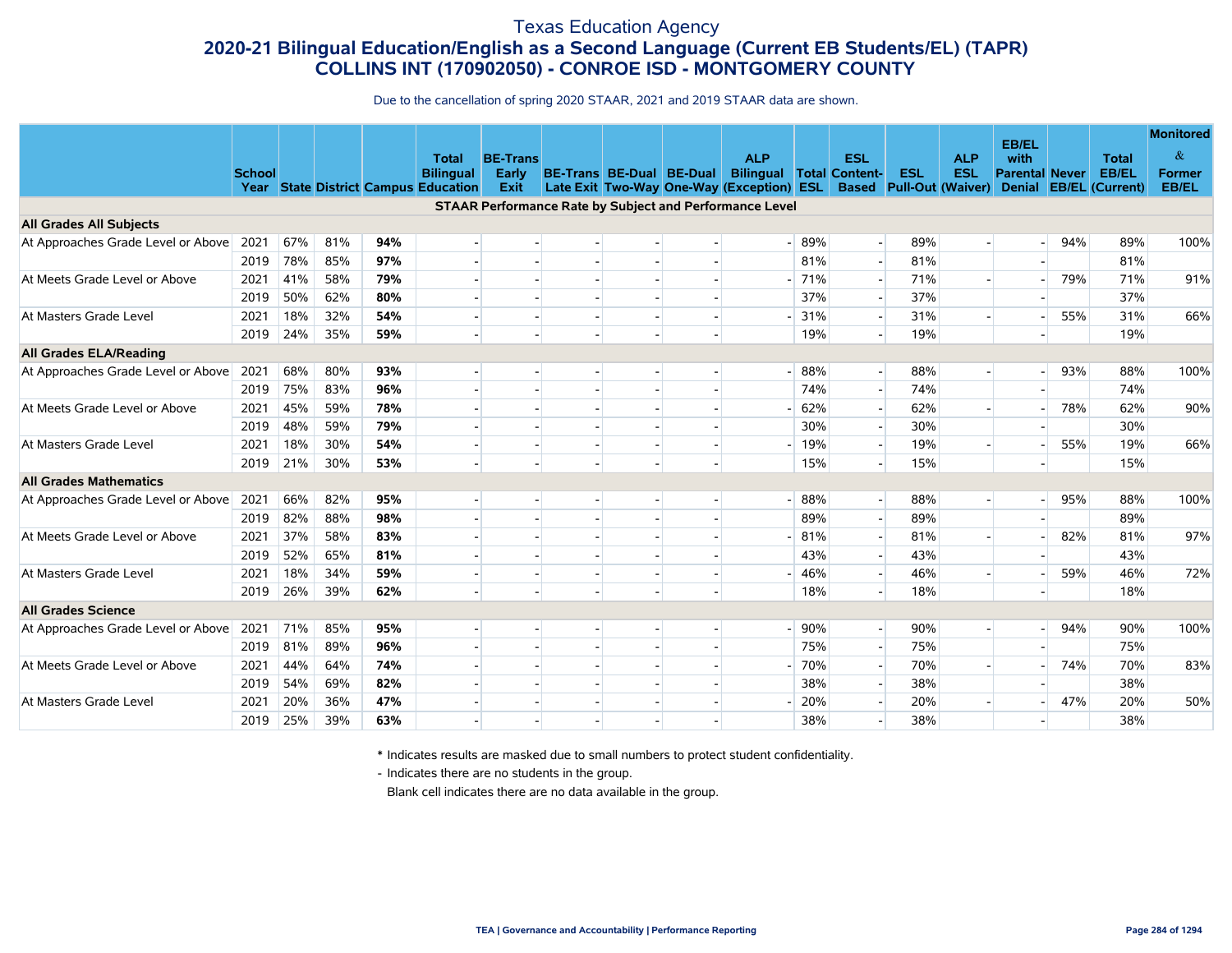# Texas Education Agency
## 2020-21 Bilingual Education/English as a Second Language (Current EB Students/EL) (TAPR)
## COLLINS INT (170902050) - CONROE ISD - MONTGOMERY COUNTY

Due to the cancellation of spring 2020 STAAR, 2021 and 2019 STAAR data are shown.

| | School Year | State | District | Campus | Total Bilingual Education | BE-Trans Early Exit | BE-Trans Late Exit | BE-Dual Two-Way | BE-Dual One-Way | ALP Bilingual (Exception) | Total ESL | ESL Content-Based | ESL Pull-Out | ALP ESL (Waiver) | EB/EL with Parental Denial | Never EB/EL | Total EB/EL (Current) | Monitored & Former EB/EL |
|---|---|---|---|---|---|---|---|---|---|---|---|---|---|---|---|---|---|---|
| **STAAR Performance Rate by Subject and Performance Level** | | | | | | | | | | | | | | | | | | |
| **All Grades All Subjects** | | | | | | | | | | | | | | | | | | |
| At Approaches Grade Level or Above | 2021 | 67% | 81% | **94%** | - | - | - | - | - | - | 89% | - | 89% | - | - | 94% | 89% | 100% |
| | 2019 | 78% | 85% | **97%** | - | - | - | - | - | | 81% | - | 81% | | - | | 81% | |
| At Meets Grade Level or Above | 2021 | 41% | 58% | **79%** | - | - | - | - | - | - | 71% | - | 71% | - | - | 79% | 71% | 91% |
| | 2019 | 50% | 62% | **80%** | - | - | - | - | - | | 37% | - | 37% | | - | | 37% | |
| At Masters Grade Level | 2021 | 18% | 32% | **54%** | - | - | - | - | - | - | 31% | - | 31% | - | - | 55% | 31% | 66% |
| | 2019 | 24% | 35% | **59%** | - | - | - | - | - | | 19% | - | 19% | | - | | 19% | |
| **All Grades ELA/Reading** | | | | | | | | | | | | | | | | | | |
| At Approaches Grade Level or Above | 2021 | 68% | 80% | **93%** | - | - | - | - | - | - | 88% | - | 88% | - | - | 93% | 88% | 100% |
| | 2019 | 75% | 83% | **96%** | - | - | - | - | - | | 74% | - | 74% | | - | | 74% | |
| At Meets Grade Level or Above | 2021 | 45% | 59% | **78%** | - | - | - | - | - | - | 62% | - | 62% | - | - | 78% | 62% | 90% |
| | 2019 | 48% | 59% | **79%** | - | - | - | - | - | | 30% | - | 30% | | - | | 30% | |
| At Masters Grade Level | 2021 | 18% | 30% | **54%** | - | - | - | - | - | - | 19% | - | 19% | - | - | 55% | 19% | 66% |
| | 2019 | 21% | 30% | **53%** | - | - | - | - | - | | 15% | - | 15% | | - | | 15% | |
| **All Grades Mathematics** | | | | | | | | | | | | | | | | | | |
| At Approaches Grade Level or Above | 2021 | 66% | 82% | **95%** | - | - | - | - | - | - | 88% | - | 88% | - | - | 95% | 88% | 100% |
| | 2019 | 82% | 88% | **98%** | - | - | - | - | - | | 89% | - | 89% | | - | | 89% | |
| At Meets Grade Level or Above | 2021 | 37% | 58% | **83%** | - | - | - | - | - | - | 81% | - | 81% | - | - | 82% | 81% | 97% |
| | 2019 | 52% | 65% | **81%** | - | - | - | - | - | | 43% | - | 43% | | - | | 43% | |
| At Masters Grade Level | 2021 | 18% | 34% | **59%** | - | - | - | - | - | - | 46% | - | 46% | - | - | 59% | 46% | 72% |
| | 2019 | 26% | 39% | **62%** | - | - | - | - | - | | 18% | - | 18% | | - | | 18% | |
| **All Grades Science** | | | | | | | | | | | | | | | | | | |
| At Approaches Grade Level or Above | 2021 | 71% | 85% | **95%** | - | - | - | - | - | - | 90% | - | 90% | - | - | 94% | 90% | 100% |
| | 2019 | 81% | 89% | **96%** | - | - | - | - | - | | 75% | - | 75% | | - | | 75% | |
| At Meets Grade Level or Above | 2021 | 44% | 64% | **74%** | - | - | - | - | - | - | 70% | - | 70% | - | - | 74% | 70% | 83% |
| | 2019 | 54% | 69% | **82%** | - | - | - | - | - | | 38% | - | 38% | | - | | 38% | |
| At Masters Grade Level | 2021 | 20% | 36% | **47%** | - | - | - | - | - | - | 20% | - | 20% | - | - | 47% | 20% | 50% |
| | 2019 | 25% | 39% | **63%** | - | - | - | - | - | | 38% | - | 38% | | - | | 38% | |

\* Indicates results are masked due to small numbers to protect student confidentiality.

\- Indicates there are no students in the group.

Blank cell indicates there are no data available in the group.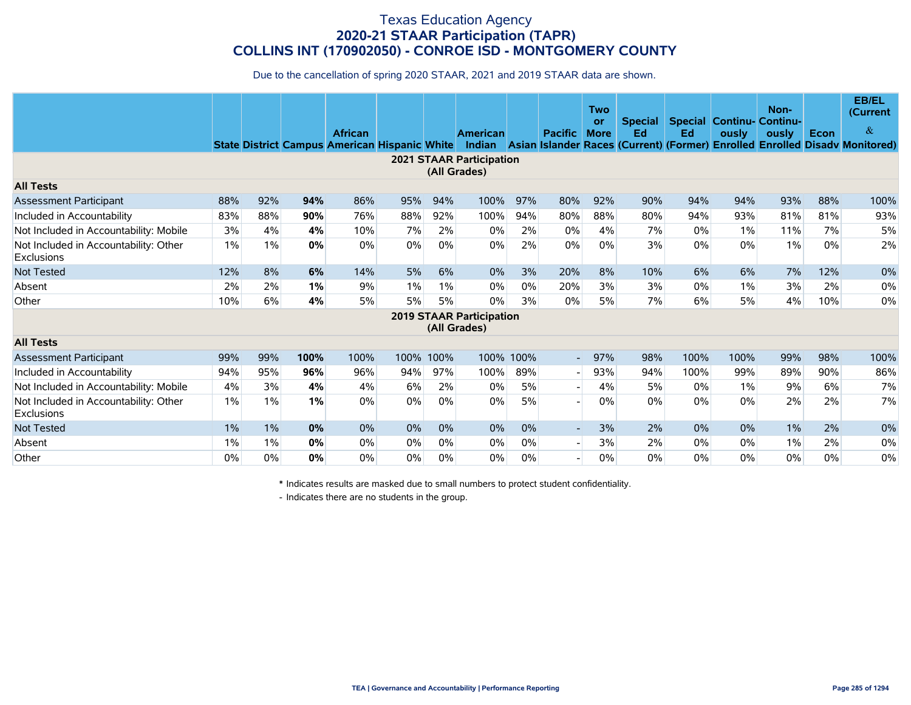# Texas Education Agency
## 2020-21 STAAR Participation (TAPR)
## COLLINS INT (170902050) - CONROE ISD - MONTGOMERY COUNTY

Due to the cancellation of spring 2020 STAAR, 2021 and 2019 STAAR data are shown.

| | State | District | Campus | African American | Hispanic | White | American Indian | Asian | Pacific Islander | Two or More Races | Special Ed (Current) | Special Ed (Former) | Continuously Enrolled | Non-Continuously Enrolled | Econ Disadv | EB/EL (Current & Monitored) |
|---|---|---|---|---|---|---|---|---|---|---|---|---|---|---|---|---|
| **2021 STAAR Participation (All Grades)** | | | | | | | | | | | | | | | | |
| **All Tests** | | | | | | | | | | | | | | | | |
| Assessment Participant | 88% | 92% | **94%** | 86% | 95% | 94% | 100% | 97% | 80% | 92% | 90% | 94% | 94% | 93% | 88% | 100% |
| Included in Accountability | 83% | 88% | **90%** | 76% | 88% | 92% | 100% | 94% | 80% | 88% | 80% | 94% | 93% | 81% | 81% | 93% |
| Not Included in Accountability: Mobile | 3% | 4% | **4%** | 10% | 7% | 2% | 0% | 2% | 0% | 4% | 7% | 0% | 1% | 11% | 7% | 5% |
| Not Included in Accountability: Other Exclusions | 1% | 1% | **0%** | 0% | 0% | 0% | 0% | 2% | 0% | 0% | 3% | 0% | 0% | 1% | 0% | 2% |
| Not Tested | 12% | 8% | **6%** | 14% | 5% | 6% | 0% | 3% | 20% | 8% | 10% | 6% | 6% | 7% | 12% | 0% |
| Absent | 2% | 2% | **1%** | 9% | 1% | 1% | 0% | 0% | 20% | 3% | 3% | 0% | 1% | 3% | 2% | 0% |
| Other | 10% | 6% | **4%** | 5% | 5% | 5% | 0% | 3% | 0% | 5% | 7% | 6% | 5% | 4% | 10% | 0% |
| **2019 STAAR Participation (All Grades)** | | | | | | | | | | | | | | | | |
| **All Tests** | | | | | | | | | | | | | | | | |
| Assessment Participant | 99% | 99% | **100%** | 100% | 100% | 100% | 100% | 100% | - | 97% | 98% | 100% | 100% | 99% | 98% | 100% |
| Included in Accountability | 94% | 95% | **96%** | 96% | 94% | 97% | 100% | 89% | - | 93% | 94% | 100% | 99% | 89% | 90% | 86% |
| Not Included in Accountability: Mobile | 4% | 3% | **4%** | 4% | 6% | 2% | 0% | 5% | - | 4% | 5% | 0% | 1% | 9% | 6% | 7% |
| Not Included in Accountability: Other Exclusions | 1% | 1% | **1%** | 0% | 0% | 0% | 0% | 5% | - | 0% | 0% | 0% | 0% | 2% | 2% | 7% |
| Not Tested | 1% | 1% | **0%** | 0% | 0% | 0% | 0% | 0% | - | 3% | 2% | 0% | 0% | 1% | 2% | 0% |
| Absent | 1% | 1% | **0%** | 0% | 0% | 0% | 0% | 0% | - | 3% | 2% | 0% | 0% | 1% | 2% | 0% |
| Other | 0% | 0% | **0%** | 0% | 0% | 0% | 0% | 0% | - | 0% | 0% | 0% | 0% | 0% | 0% | 0% |

\* Indicates results are masked due to small numbers to protect student confidentiality.

\- Indicates there are no students in the group.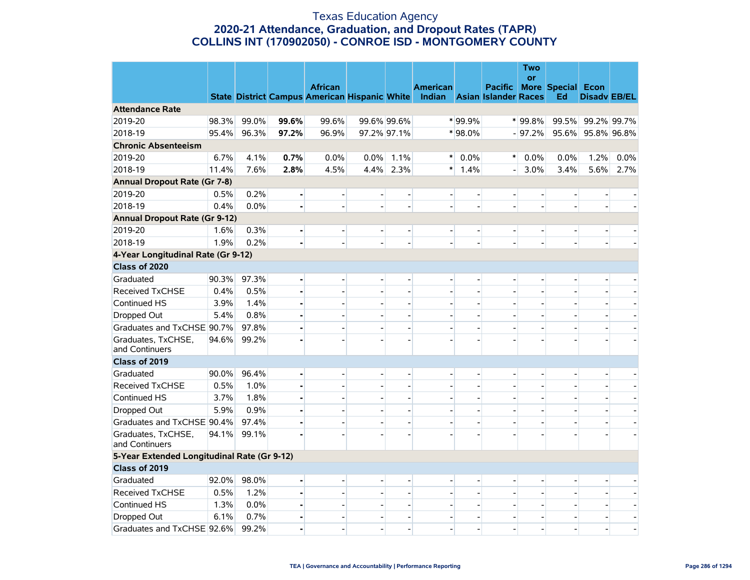# Texas Education Agency
## 2020-21 Attendance, Graduation, and Dropout Rates (TAPR)
## COLLINS INT (170902050) - CONROE ISD - MONTGOMERY COUNTY

| | State | District | Campus | African American | Hispanic | White | American Indian | Asian | Pacific Islander | Two or More Races | Special Ed | Econ Disadv | EB/EL |
|---|---|---|---|---|---|---|---|---|---|---|---|---|---|
| **Attendance Rate** | | | | | | | | | | | | | |
| 2019-20 | 98.3% | 99.0% | **99.6%** | 99.6% | 99.6% | 99.6% | * | 99.9% | * | 99.8% | 99.5% | 99.2% | 99.7% |
| 2018-19 | 95.4% | 96.3% | **97.2%** | 96.9% | 97.2% | 97.1% | * | 98.0% | - | 97.2% | 95.6% | 95.8% | 96.8% |
| **Chronic Absenteeism** | | | | | | | | | | | | | |
| 2019-20 | 6.7% | 4.1% | **0.7%** | 0.0% | 0.0% | 1.1% | * | 0.0% | * | 0.0% | 0.0% | 1.2% | 0.0% |
| 2018-19 | 11.4% | 7.6% | **2.8%** | 4.5% | 4.4% | 2.3% | * | 1.4% | - | 3.0% | 3.4% | 5.6% | 2.7% |
| **Annual Dropout Rate (Gr 7-8)** | | | | | | | | | | | | | |
| 2019-20 | 0.5% | 0.2% | **-** | - | - | - | - | - | - | - | - | - | - |
| 2018-19 | 0.4% | 0.0% | **-** | - | - | - | - | - | - | - | - | - | - |
| **Annual Dropout Rate (Gr 9-12)** | | | | | | | | | | | | | |
| 2019-20 | 1.6% | 0.3% | **-** | - | - | - | - | - | - | - | - | - | - |
| 2018-19 | 1.9% | 0.2% | **-** | - | - | - | - | - | - | - | - | - | - |
| **4-Year Longitudinal Rate (Gr 9-12)** | | | | | | | | | | | | | |
| **Class of 2020** | | | | | | | | | | | | | |
| Graduated | 90.3% | 97.3% | **-** | - | - | - | - | - | - | - | - | - | - |
| Received TxCHSE | 0.4% | 0.5% | **-** | - | - | - | - | - | - | - | - | - | - |
| Continued HS | 3.9% | 1.4% | **-** | - | - | - | - | - | - | - | - | - | - |
| Dropped Out | 5.4% | 0.8% | **-** | - | - | - | - | - | - | - | - | - | - |
| Graduates and TxCHSE | 90.7% | 97.8% | **-** | - | - | - | - | - | - | - | - | - | - |
| Graduates, TxCHSE, and Continuers | 94.6% | 99.2% | **-** | - | - | - | - | - | - | - | - | - | - |
| **Class of 2019** | | | | | | | | | | | | | |
| Graduated | 90.0% | 96.4% | **-** | - | - | - | - | - | - | - | - | - | - |
| Received TxCHSE | 0.5% | 1.0% | **-** | - | - | - | - | - | - | - | - | - | - |
| Continued HS | 3.7% | 1.8% | **-** | - | - | - | - | - | - | - | - | - | - |
| Dropped Out | 5.9% | 0.9% | **-** | - | - | - | - | - | - | - | - | - | - |
| Graduates and TxCHSE | 90.4% | 97.4% | **-** | - | - | - | - | - | - | - | - | - | - |
| Graduates, TxCHSE, and Continuers | 94.1% | 99.1% | **-** | - | - | - | - | - | - | - | - | - | - |
| **5-Year Extended Longitudinal Rate (Gr 9-12)** | | | | | | | | | | | | | |
| **Class of 2019** | | | | | | | | | | | | | |
| Graduated | 92.0% | 98.0% | **-** | - | - | - | - | - | - | - | - | - | - |
| Received TxCHSE | 0.5% | 1.2% | **-** | - | - | - | - | - | - | - | - | - | - |
| Continued HS | 1.3% | 0.0% | **-** | - | - | - | - | - | - | - | - | - | - |
| Dropped Out | 6.1% | 0.7% | **-** | - | - | - | - | - | - | - | - | - | - |
| Graduates and TxCHSE | 92.6% | 99.2% | **-** | - | - | - | - | - | - | - | - | - | - |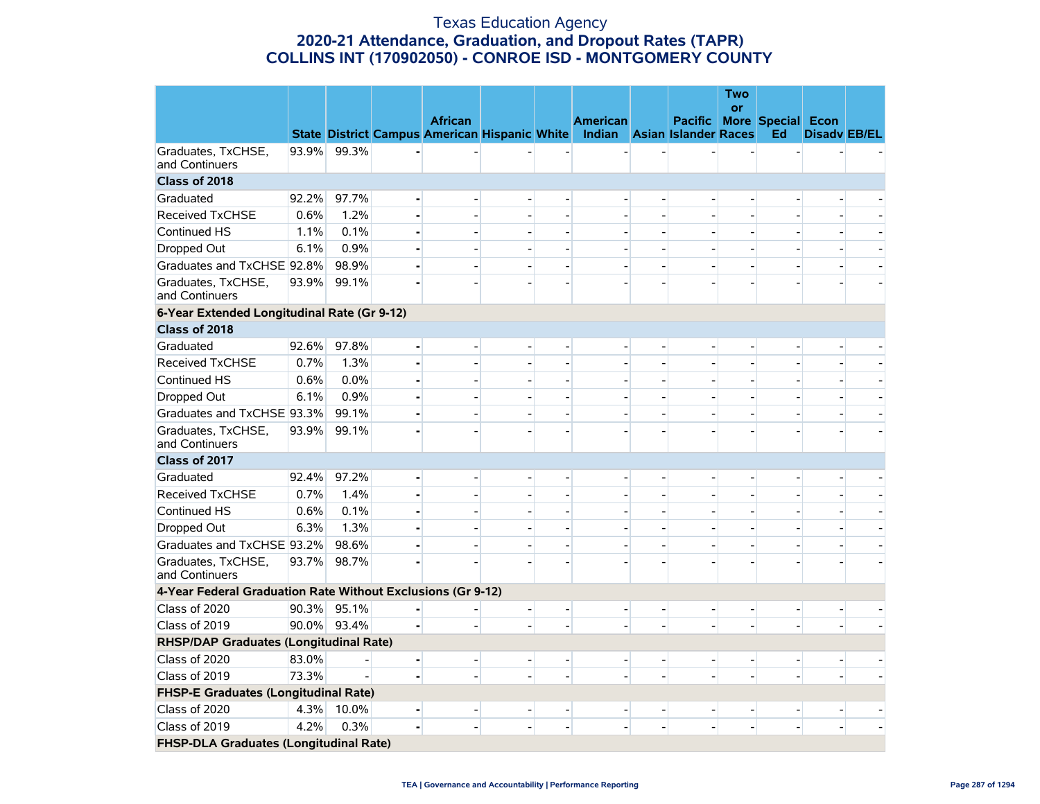# Texas Education Agency
## 2020-21 Attendance, Graduation, and Dropout Rates (TAPR)
## COLLINS INT (170902050) - CONROE ISD - MONTGOMERY COUNTY

| | State | District | Campus | African American | Hispanic | White | American Indian | Asian | Pacific Islander | Two or More Races | Special Ed | Econ Disadv | EB/EL |
|---|---|---|---|---|---|---|---|---|---|---|---|---|---|
| Graduates, TxCHSE, and Continuers | 93.9% | 99.3% | - | - | - | - | - | - | - | - | - | - | - |
| **Class of 2018** | | | | | | | | | | | | | |
| Graduated | 92.2% | 97.7% | - | - | - | - | - | - | - | - | - | - | - |
| Received TxCHSE | 0.6% | 1.2% | - | - | - | - | - | - | - | - | - | - | - |
| Continued HS | 1.1% | 0.1% | - | - | - | - | - | - | - | - | - | - | - |
| Dropped Out | 6.1% | 0.9% | - | - | - | - | - | - | - | - | - | - | - |
| Graduates and TxCHSE | 92.8% | 98.9% | - | - | - | - | - | - | - | - | - | - | - |
| Graduates, TxCHSE, and Continuers | 93.9% | 99.1% | - | - | - | - | - | - | - | - | - | - | - |
| **6-Year Extended Longitudinal Rate (Gr 9-12)** | | | | | | | | | | | | | |
| **Class of 2018** | | | | | | | | | | | | | |
| Graduated | 92.6% | 97.8% | - | - | - | - | - | - | - | - | - | - | - |
| Received TxCHSE | 0.7% | 1.3% | - | - | - | - | - | - | - | - | - | - | - |
| Continued HS | 0.6% | 0.0% | - | - | - | - | - | - | - | - | - | - | - |
| Dropped Out | 6.1% | 0.9% | - | - | - | - | - | - | - | - | - | - | - |
| Graduates and TxCHSE | 93.3% | 99.1% | - | - | - | - | - | - | - | - | - | - | - |
| Graduates, TxCHSE, and Continuers | 93.9% | 99.1% | - | - | - | - | - | - | - | - | - | - | - |
| **Class of 2017** | | | | | | | | | | | | | |
| Graduated | 92.4% | 97.2% | - | - | - | - | - | - | - | - | - | - | - |
| Received TxCHSE | 0.7% | 1.4% | - | - | - | - | - | - | - | - | - | - | - |
| Continued HS | 0.6% | 0.1% | - | - | - | - | - | - | - | - | - | - | - |
| Dropped Out | 6.3% | 1.3% | - | - | - | - | - | - | - | - | - | - | - |
| Graduates and TxCHSE | 93.2% | 98.6% | - | - | - | - | - | - | - | - | - | - | - |
| Graduates, TxCHSE, and Continuers | 93.7% | 98.7% | - | - | - | - | - | - | - | - | - | - | - |
| **4-Year Federal Graduation Rate Without Exclusions (Gr 9-12)** | | | | | | | | | | | | | |
| Class of 2020 | 90.3% | 95.1% | - | - | - | - | - | - | - | - | - | - | - |
| Class of 2019 | 90.0% | 93.4% | - | - | - | - | - | - | - | - | - | - | - |
| **RHSP/DAP Graduates (Longitudinal Rate)** | | | | | | | | | | | | | |
| Class of 2020 | 83.0% | - | - | - | - | - | - | - | - | - | - | - | - |
| Class of 2019 | 73.3% | - | - | - | - | - | - | - | - | - | - | - | - |
| **FHSP-E Graduates (Longitudinal Rate)** | | | | | | | | | | | | | |
| Class of 2020 | 4.3% | 10.0% | - | - | - | - | - | - | - | - | - | - | - |
| Class of 2019 | 4.2% | 0.3% | - | - | - | - | - | - | - | - | - | - | - |
| **FHSP-DLA Graduates (Longitudinal Rate)** | | | | | | | | | | | | | |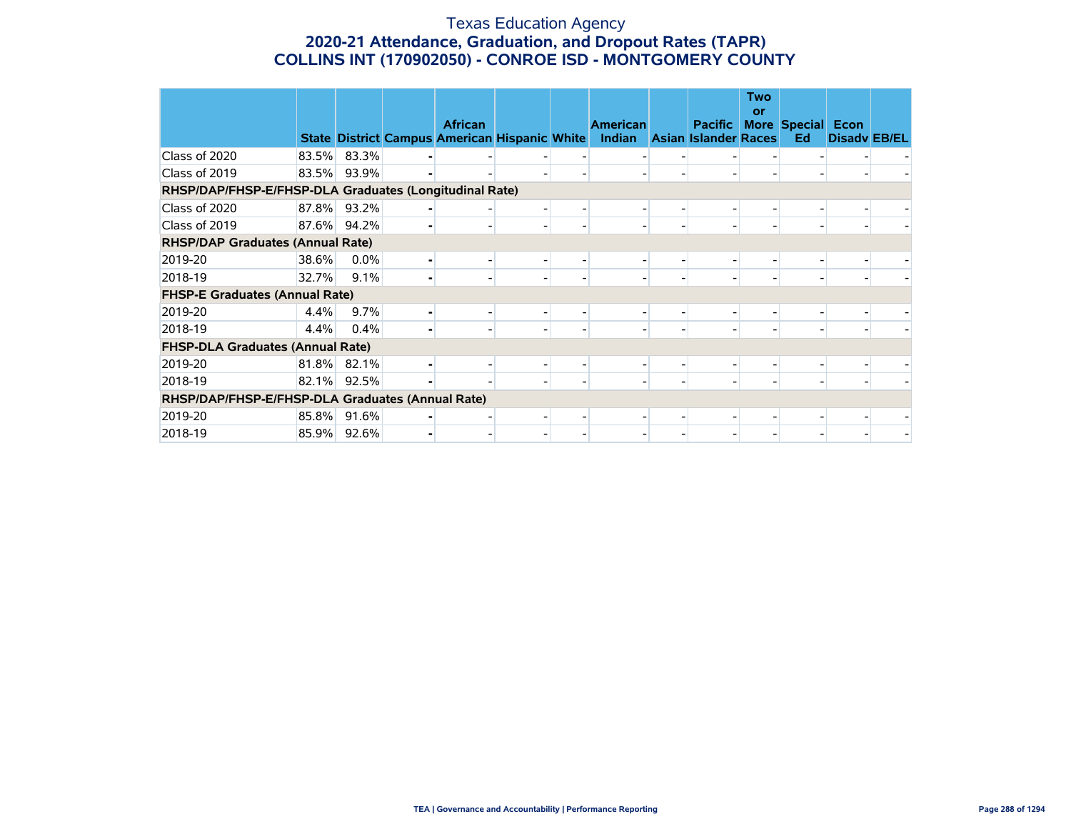# Texas Education Agency
## 2020-21 Attendance, Graduation, and Dropout Rates (TAPR)
## COLLINS INT (170902050) - CONROE ISD - MONTGOMERY COUNTY

| | State | District | Campus | African American | Hispanic | White | American Indian | Asian | Pacific Islander | Two or More Races | Special Ed | Econ Disadv | EB/EL |
|---|---|---|---|---|---|---|---|---|---|---|---|---|---|
| Class of 2020 | 83.5% | 83.3% | - | - | - | - | - | - | - | - | - | - | - |
| Class of 2019 | 83.5% | 93.9% | - | - | - | - | - | - | - | - | - | - | - |
| **RHSP/DAP/FHSP-E/FHSP-DLA Graduates (Longitudinal Rate)** | | | | | | | | | | | | | |
| Class of 2020 | 87.8% | 93.2% | - | - | - | - | - | - | - | - | - | - | - |
| Class of 2019 | 87.6% | 94.2% | - | - | - | - | - | - | - | - | - | - | - |
| **RHSP/DAP Graduates (Annual Rate)** | | | | | | | | | | | | | |
| 2019-20 | 38.6% | 0.0% | - | - | - | - | - | - | - | - | - | - | - |
| 2018-19 | 32.7% | 9.1% | - | - | - | - | - | - | - | - | - | - | - |
| **FHSP-E Graduates (Annual Rate)** | | | | | | | | | | | | | |
| 2019-20 | 4.4% | 9.7% | - | - | - | - | - | - | - | - | - | - | - |
| 2018-19 | 4.4% | 0.4% | - | - | - | - | - | - | - | - | - | - | - |
| **FHSP-DLA Graduates (Annual Rate)** | | | | | | | | | | | | | |
| 2019-20 | 81.8% | 82.1% | - | - | - | - | - | - | - | - | - | - | - |
| 2018-19 | 82.1% | 92.5% | - | - | - | - | - | - | - | - | - | - | - |
| **RHSP/DAP/FHSP-E/FHSP-DLA Graduates (Annual Rate)** | | | | | | | | | | | | | |
| 2019-20 | 85.8% | 91.6% | - | - | - | - | - | - | - | - | - | - | - |
| 2018-19 | 85.9% | 92.6% | - | - | - | - | - | - | - | - | - | - | - |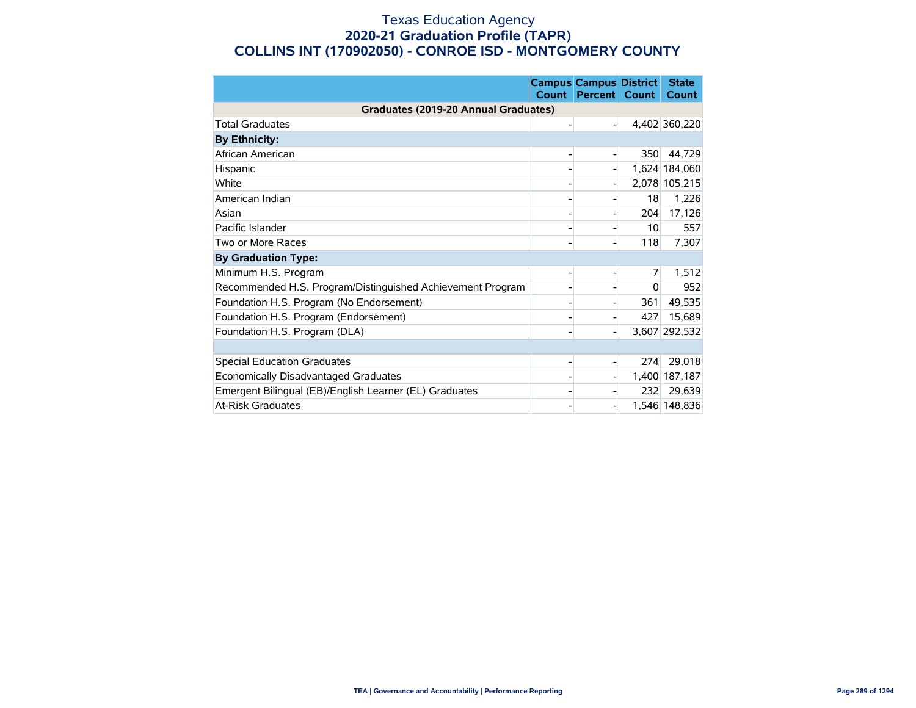# Texas Education Agency
## 2020-21 Graduation Profile (TAPR)
## COLLINS INT (170902050) - CONROE ISD - MONTGOMERY COUNTY

| | Campus Count | Campus Percent | District Count | State Count |
|---|---|---|---|---|
| **Graduates (2019-20 Annual Graduates)** | | | | |
| Total Graduates | - | - | 4,402 | 360,220 |
| **By Ethnicity:** | | | | |
| African American | - | - | 350 | 44,729 |
| Hispanic | - | - | 1,624 | 184,060 |
| White | - | - | 2,078 | 105,215 |
| American Indian | - | - | 18 | 1,226 |
| Asian | - | - | 204 | 17,126 |
| Pacific Islander | - | - | 10 | 557 |
| Two or More Races | - | - | 118 | 7,307 |
| **By Graduation Type:** | | | | |
| Minimum H.S. Program | - | - | 7 | 1,512 |
| Recommended H.S. Program/Distinguished Achievement Program | - | - | 0 | 952 |
| Foundation H.S. Program (No Endorsement) | - | - | 361 | 49,535 |
| Foundation H.S. Program (Endorsement) | - | - | 427 | 15,689 |
| Foundation H.S. Program (DLA) | - | - | 3,607 | 292,532 |
| | | | | |
| Special Education Graduates | - | - | 274 | 29,018 |
| Economically Disadvantaged Graduates | - | - | 1,400 | 187,187 |
| Emergent Bilingual (EB)/English Learner (EL) Graduates | - | - | 232 | 29,639 |
| At-Risk Graduates | - | - | 1,546 | 148,836 |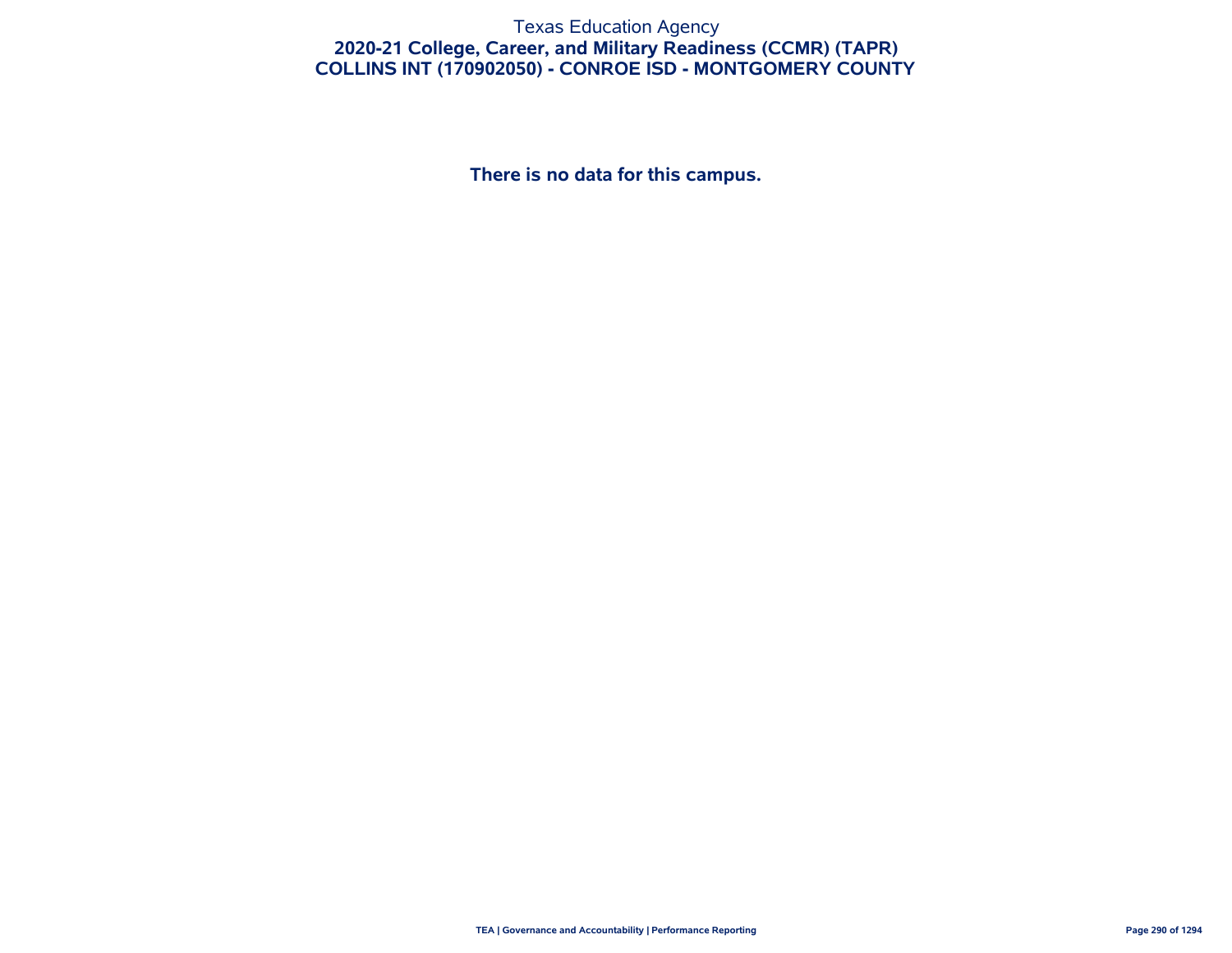Texas Education Agency

# 2020-21 College, Career, and Military Readiness (CCMR) (TAPR)

## COLLINS INT (170902050) - CONROE ISD - MONTGOMERY COUNTY

**There is no data for this campus.**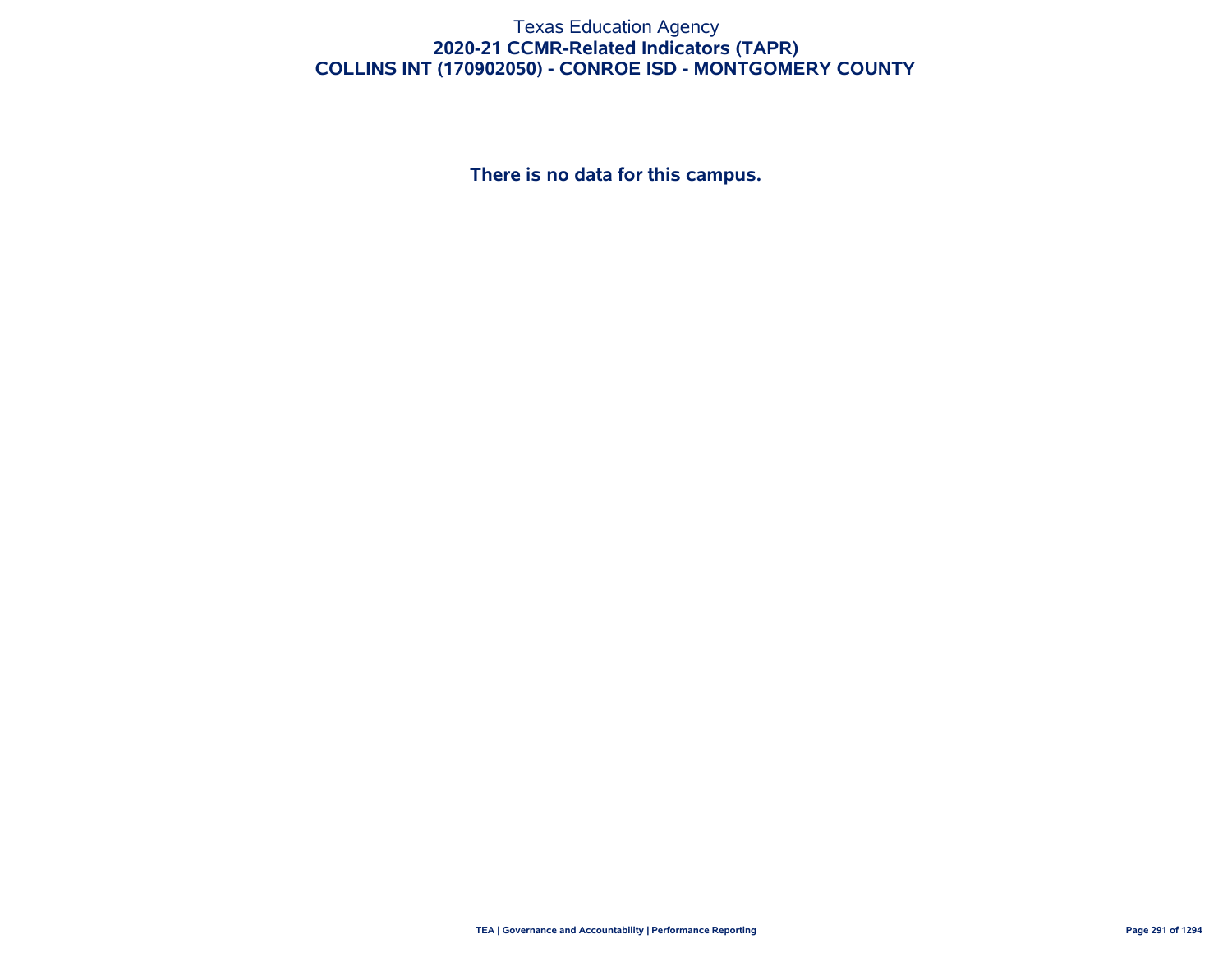Texas Education Agency

**2020-21 CCMR-Related Indicators (TAPR)**

**COLLINS INT (170902050) - CONROE ISD - MONTGOMERY COUNTY**

**There is no data for this campus.**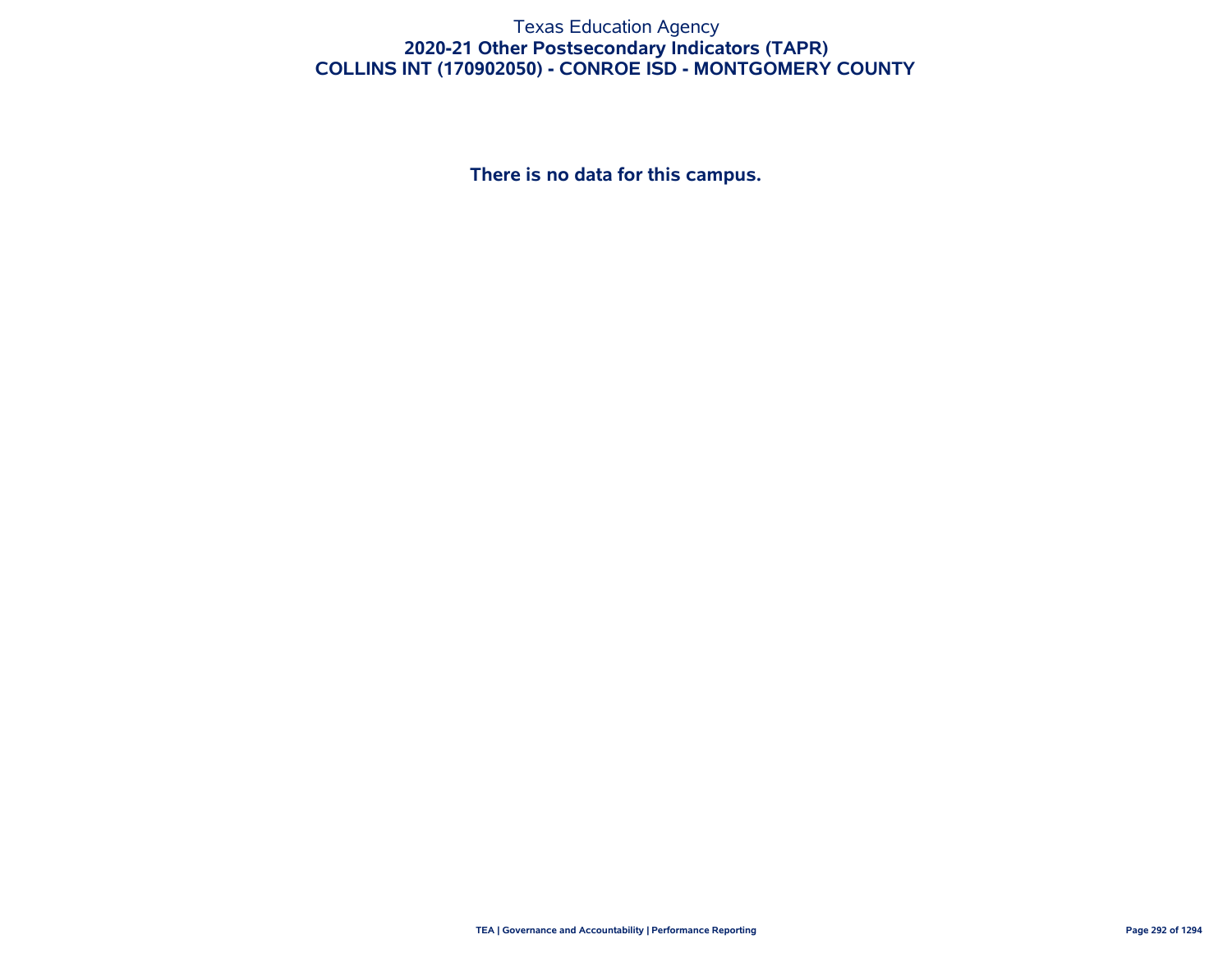# Texas Education Agency

## 2020-21 Other Postsecondary Indicators (TAPR)

## COLLINS INT (170902050) - CONROE ISD - MONTGOMERY COUNTY

**There is no data for this campus.**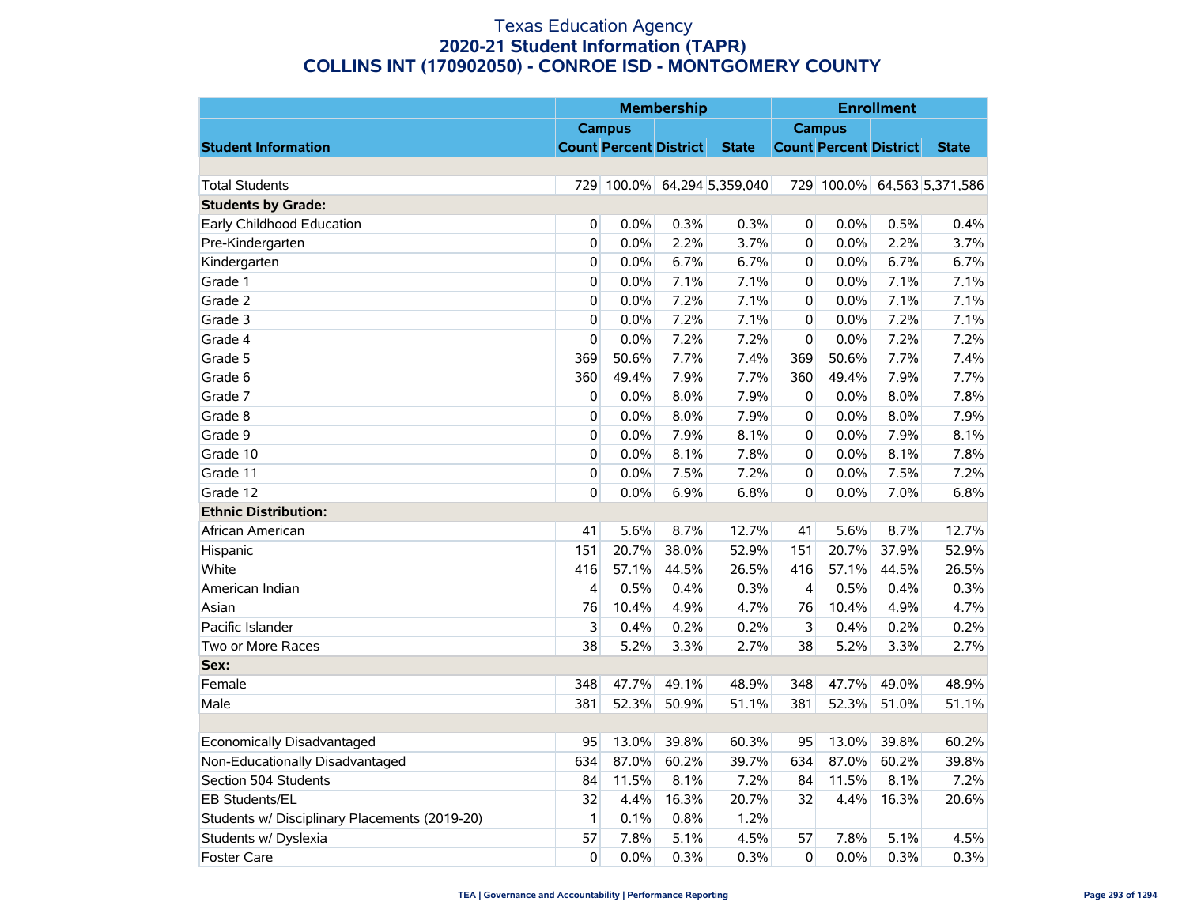# Texas Education Agency
## 2020-21 Student Information (TAPR)
## COLLINS INT (170902050) - CONROE ISD - MONTGOMERY COUNTY

| | Membership | | | | Enrollment | | | |
|---|---|---|---|---|---|---|---|---|
| | Campus | | | | Campus | | | |
| **Student Information** | **Count** | **Percent** | **District** | **State** | **Count** | **Percent** | **District** | **State** |
| | | | | | | | | |
| Total Students | 729 | 100.0% | 64,294 | 5,359,040 | 729 | 100.0% | 64,563 | 5,371,586 |
| **Students by Grade:** | | | | | | | | |
| Early Childhood Education | 0 | 0.0% | 0.3% | 0.3% | 0 | 0.0% | 0.5% | 0.4% |
| Pre-Kindergarten | 0 | 0.0% | 2.2% | 3.7% | 0 | 0.0% | 2.2% | 3.7% |
| Kindergarten | 0 | 0.0% | 6.7% | 6.7% | 0 | 0.0% | 6.7% | 6.7% |
| Grade 1 | 0 | 0.0% | 7.1% | 7.1% | 0 | 0.0% | 7.1% | 7.1% |
| Grade 2 | 0 | 0.0% | 7.2% | 7.1% | 0 | 0.0% | 7.1% | 7.1% |
| Grade 3 | 0 | 0.0% | 7.2% | 7.1% | 0 | 0.0% | 7.2% | 7.1% |
| Grade 4 | 0 | 0.0% | 7.2% | 7.2% | 0 | 0.0% | 7.2% | 7.2% |
| Grade 5 | 369 | 50.6% | 7.7% | 7.4% | 369 | 50.6% | 7.7% | 7.4% |
| Grade 6 | 360 | 49.4% | 7.9% | 7.7% | 360 | 49.4% | 7.9% | 7.7% |
| Grade 7 | 0 | 0.0% | 8.0% | 7.9% | 0 | 0.0% | 8.0% | 7.8% |
| Grade 8 | 0 | 0.0% | 8.0% | 7.9% | 0 | 0.0% | 8.0% | 7.9% |
| Grade 9 | 0 | 0.0% | 7.9% | 8.1% | 0 | 0.0% | 7.9% | 8.1% |
| Grade 10 | 0 | 0.0% | 8.1% | 7.8% | 0 | 0.0% | 8.1% | 7.8% |
| Grade 11 | 0 | 0.0% | 7.5% | 7.2% | 0 | 0.0% | 7.5% | 7.2% |
| Grade 12 | 0 | 0.0% | 6.9% | 6.8% | 0 | 0.0% | 7.0% | 6.8% |
| **Ethnic Distribution:** | | | | | | | | |
| African American | 41 | 5.6% | 8.7% | 12.7% | 41 | 5.6% | 8.7% | 12.7% |
| Hispanic | 151 | 20.7% | 38.0% | 52.9% | 151 | 20.7% | 37.9% | 52.9% |
| White | 416 | 57.1% | 44.5% | 26.5% | 416 | 57.1% | 44.5% | 26.5% |
| American Indian | 4 | 0.5% | 0.4% | 0.3% | 4 | 0.5% | 0.4% | 0.3% |
| Asian | 76 | 10.4% | 4.9% | 4.7% | 76 | 10.4% | 4.9% | 4.7% |
| Pacific Islander | 3 | 0.4% | 0.2% | 0.2% | 3 | 0.4% | 0.2% | 0.2% |
| Two or More Races | 38 | 5.2% | 3.3% | 2.7% | 38 | 5.2% | 3.3% | 2.7% |
| **Sex:** | | | | | | | | |
| Female | 348 | 47.7% | 49.1% | 48.9% | 348 | 47.7% | 49.0% | 48.9% |
| Male | 381 | 52.3% | 50.9% | 51.1% | 381 | 52.3% | 51.0% | 51.1% |
| | | | | | | | | |
| Economically Disadvantaged | 95 | 13.0% | 39.8% | 60.3% | 95 | 13.0% | 39.8% | 60.2% |
| Non-Educationally Disadvantaged | 634 | 87.0% | 60.2% | 39.7% | 634 | 87.0% | 60.2% | 39.8% |
| Section 504 Students | 84 | 11.5% | 8.1% | 7.2% | 84 | 11.5% | 8.1% | 7.2% |
| EB Students/EL | 32 | 4.4% | 16.3% | 20.7% | 32 | 4.4% | 16.3% | 20.6% |
| Students w/ Disciplinary Placements (2019-20) | 1 | 0.1% | 0.8% | 1.2% | | | | |
| Students w/ Dyslexia | 57 | 7.8% | 5.1% | 4.5% | 57 | 7.8% | 5.1% | 4.5% |
| Foster Care | 0 | 0.0% | 0.3% | 0.3% | 0 | 0.0% | 0.3% | 0.3% |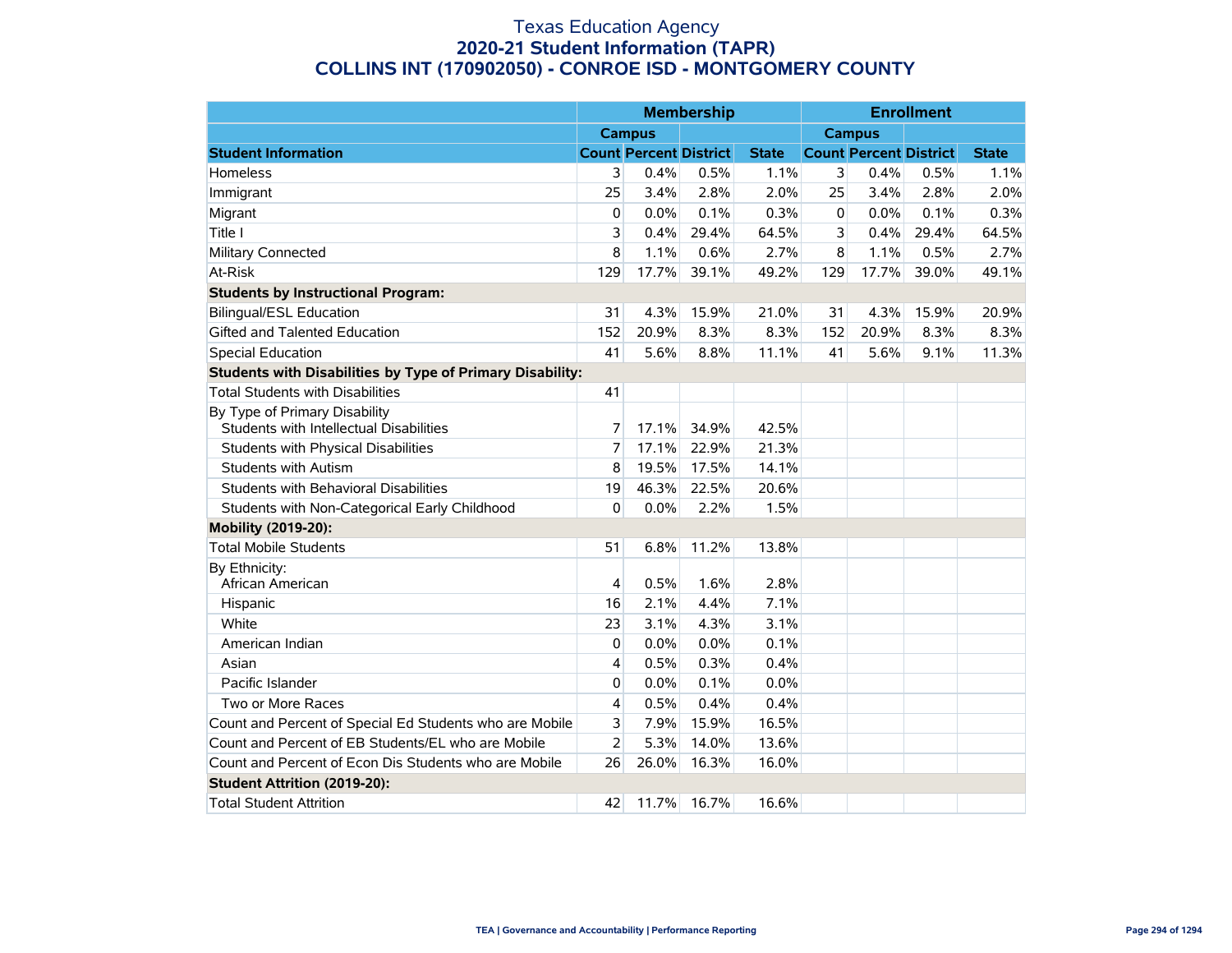# Texas Education Agency
## 2020-21 Student Information (TAPR)
## COLLINS INT (170902050) - CONROE ISD - MONTGOMERY COUNTY

| | Membership | | | | Enrollment | | | |
|---|---|---|---|---|---|---|---|---|
| | Campus | | | | Campus | | | |
| **Student Information** | **Count** | **Percent** | **District** | **State** | **Count** | **Percent** | **District** | **State** |
| Homeless | 3 | 0.4% | 0.5% | 1.1% | 3 | 0.4% | 0.5% | 1.1% |
| Immigrant | 25 | 3.4% | 2.8% | 2.0% | 25 | 3.4% | 2.8% | 2.0% |
| Migrant | 0 | 0.0% | 0.1% | 0.3% | 0 | 0.0% | 0.1% | 0.3% |
| Title I | 3 | 0.4% | 29.4% | 64.5% | 3 | 0.4% | 29.4% | 64.5% |
| Military Connected | 8 | 1.1% | 0.6% | 2.7% | 8 | 1.1% | 0.5% | 2.7% |
| At-Risk | 129 | 17.7% | 39.1% | 49.2% | 129 | 17.7% | 39.0% | 49.1% |
| **Students by Instructional Program:** | | | | | | | | |
| Bilingual/ESL Education | 31 | 4.3% | 15.9% | 21.0% | 31 | 4.3% | 15.9% | 20.9% |
| Gifted and Talented Education | 152 | 20.9% | 8.3% | 8.3% | 152 | 20.9% | 8.3% | 8.3% |
| Special Education | 41 | 5.6% | 8.8% | 11.1% | 41 | 5.6% | 9.1% | 11.3% |
| **Students with Disabilities by Type of Primary Disability:** | | | | | | | | |
| Total Students with Disabilities | 41 | | | | | | | |
| By Type of Primary Disability | | | | | | | | |
| Students with Intellectual Disabilities | 7 | 17.1% | 34.9% | 42.5% | | | | |
| Students with Physical Disabilities | 7 | 17.1% | 22.9% | 21.3% | | | | |
| Students with Autism | 8 | 19.5% | 17.5% | 14.1% | | | | |
| Students with Behavioral Disabilities | 19 | 46.3% | 22.5% | 20.6% | | | | |
| Students with Non-Categorical Early Childhood | 0 | 0.0% | 2.2% | 1.5% | | | | |
| **Mobility (2019-20):** | | | | | | | | |
| Total Mobile Students | 51 | 6.8% | 11.2% | 13.8% | | | | |
| By Ethnicity: | | | | | | | | |
| African American | 4 | 0.5% | 1.6% | 2.8% | | | | |
| Hispanic | 16 | 2.1% | 4.4% | 7.1% | | | | |
| White | 23 | 3.1% | 4.3% | 3.1% | | | | |
| American Indian | 0 | 0.0% | 0.0% | 0.1% | | | | |
| Asian | 4 | 0.5% | 0.3% | 0.4% | | | | |
| Pacific Islander | 0 | 0.0% | 0.1% | 0.0% | | | | |
| Two or More Races | 4 | 0.5% | 0.4% | 0.4% | | | | |
| Count and Percent of Special Ed Students who are Mobile | 3 | 7.9% | 15.9% | 16.5% | | | | |
| Count and Percent of EB Students/EL who are Mobile | 2 | 5.3% | 14.0% | 13.6% | | | | |
| Count and Percent of Econ Dis Students who are Mobile | 26 | 26.0% | 16.3% | 16.0% | | | | |
| **Student Attrition (2019-20):** | | | | | | | | |
| Total Student Attrition | 42 | 11.7% | 16.7% | 16.6% | | | | |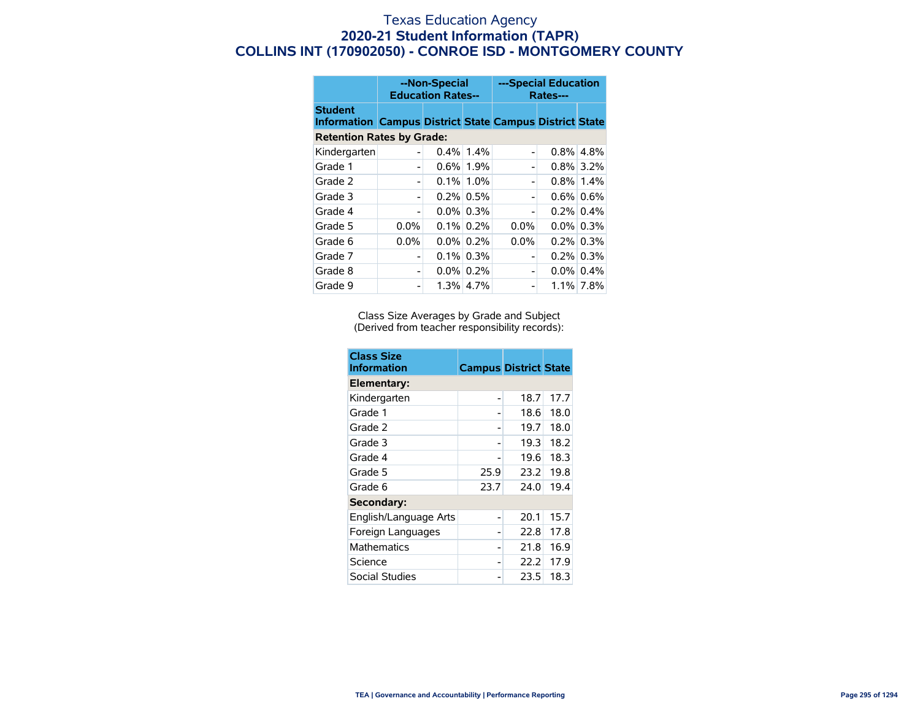# Texas Education Agency
## 2020-21 Student Information (TAPR)
## COLLINS INT (170902050) - CONROE ISD - MONTGOMERY COUNTY

| | --Non-Special Education Rates-- | | | ---Special Education Rates--- | | |
|---|---|---|---|---|---|---|
| **Student Information** | **Campus** | **District** | **State** | **Campus** | **District** | **State** |
| **Retention Rates by Grade:** | | | | | | |
| Kindergarten | - | 0.4% | 1.4% | - | 0.8% | 4.8% |
| Grade 1 | - | 0.6% | 1.9% | - | 0.8% | 3.2% |
| Grade 2 | - | 0.1% | 1.0% | - | 0.8% | 1.4% |
| Grade 3 | - | 0.2% | 0.5% | - | 0.6% | 0.6% |
| Grade 4 | - | 0.0% | 0.3% | - | 0.2% | 0.4% |
| Grade 5 | 0.0% | 0.1% | 0.2% | 0.0% | 0.0% | 0.3% |
| Grade 6 | 0.0% | 0.0% | 0.2% | 0.0% | 0.2% | 0.3% |
| Grade 7 | - | 0.1% | 0.3% | - | 0.2% | 0.3% |
| Grade 8 | - | 0.0% | 0.2% | - | 0.0% | 0.4% |
| Grade 9 | - | 1.3% | 4.7% | - | 1.1% | 7.8% |

Class Size Averages by Grade and Subject
(Derived from teacher responsibility records):

| Class Size Information | Campus | District | State |
|---|---|---|---|
| **Elementary:** | | | |
| Kindergarten | - | 18.7 | 17.7 |
| Grade 1 | - | 18.6 | 18.0 |
| Grade 2 | - | 19.7 | 18.0 |
| Grade 3 | - | 19.3 | 18.2 |
| Grade 4 | - | 19.6 | 18.3 |
| Grade 5 | 25.9 | 23.2 | 19.8 |
| Grade 6 | 23.7 | 24.0 | 19.4 |
| **Secondary:** | | | |
| English/Language Arts | - | 20.1 | 15.7 |
| Foreign Languages | - | 22.8 | 17.8 |
| Mathematics | - | 21.8 | 16.9 |
| Science | - | 22.2 | 17.9 |
| Social Studies | - | 23.5 | 18.3 |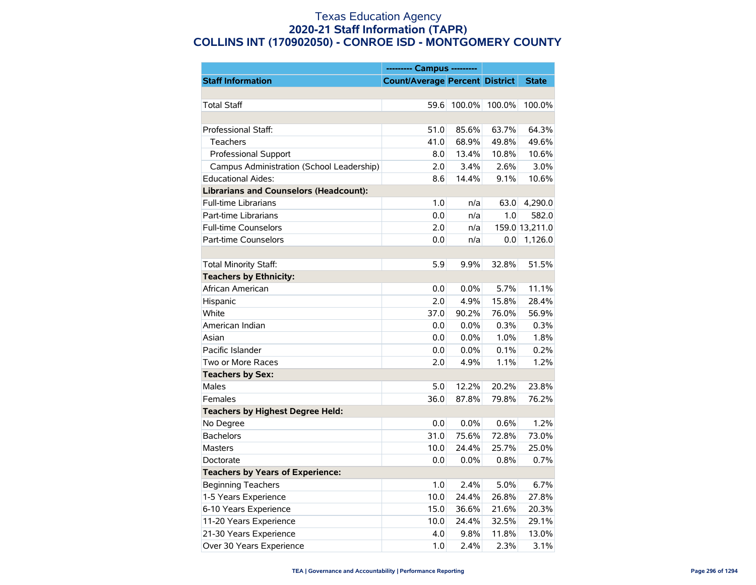# Texas Education Agency
## 2020-21 Staff Information (TAPR)
## COLLINS INT (170902050) - CONROE ISD - MONTGOMERY COUNTY

| | --------- Campus --------- | | | |
|---|---|---|---|---|
| **Staff Information** | **Count/Average** | **Percent** | **District** | **State** |
| | | | | |
| Total Staff | 59.6 | 100.0% | 100.0% | 100.0% |
| | | | | |
| Professional Staff: | 51.0 | 85.6% | 63.7% | 64.3% |
| Teachers | 41.0 | 68.9% | 49.8% | 49.6% |
| Professional Support | 8.0 | 13.4% | 10.8% | 10.6% |
| Campus Administration (School Leadership) | 2.0 | 3.4% | 2.6% | 3.0% |
| Educational Aides: | 8.6 | 14.4% | 9.1% | 10.6% |
| **Librarians and Counselors (Headcount):** | | | | |
| Full-time Librarians | 1.0 | n/a | 63.0 | 4,290.0 |
| Part-time Librarians | 0.0 | n/a | 1.0 | 582.0 |
| Full-time Counselors | 2.0 | n/a | 159.0 | 13,211.0 |
| Part-time Counselors | 0.0 | n/a | 0.0 | 1,126.0 |
| | | | | |
| Total Minority Staff: | 5.9 | 9.9% | 32.8% | 51.5% |
| **Teachers by Ethnicity:** | | | | |
| African American | 0.0 | 0.0% | 5.7% | 11.1% |
| Hispanic | 2.0 | 4.9% | 15.8% | 28.4% |
| White | 37.0 | 90.2% | 76.0% | 56.9% |
| American Indian | 0.0 | 0.0% | 0.3% | 0.3% |
| Asian | 0.0 | 0.0% | 1.0% | 1.8% |
| Pacific Islander | 0.0 | 0.0% | 0.1% | 0.2% |
| Two or More Races | 2.0 | 4.9% | 1.1% | 1.2% |
| **Teachers by Sex:** | | | | |
| Males | 5.0 | 12.2% | 20.2% | 23.8% |
| Females | 36.0 | 87.8% | 79.8% | 76.2% |
| **Teachers by Highest Degree Held:** | | | | |
| No Degree | 0.0 | 0.0% | 0.6% | 1.2% |
| Bachelors | 31.0 | 75.6% | 72.8% | 73.0% |
| Masters | 10.0 | 24.4% | 25.7% | 25.0% |
| Doctorate | 0.0 | 0.0% | 0.8% | 0.7% |
| **Teachers by Years of Experience:** | | | | |
| Beginning Teachers | 1.0 | 2.4% | 5.0% | 6.7% |
| 1-5 Years Experience | 10.0 | 24.4% | 26.8% | 27.8% |
| 6-10 Years Experience | 15.0 | 36.6% | 21.6% | 20.3% |
| 11-20 Years Experience | 10.0 | 24.4% | 32.5% | 29.1% |
| 21-30 Years Experience | 4.0 | 9.8% | 11.8% | 13.0% |
| Over 30 Years Experience | 1.0 | 2.4% | 2.3% | 3.1% |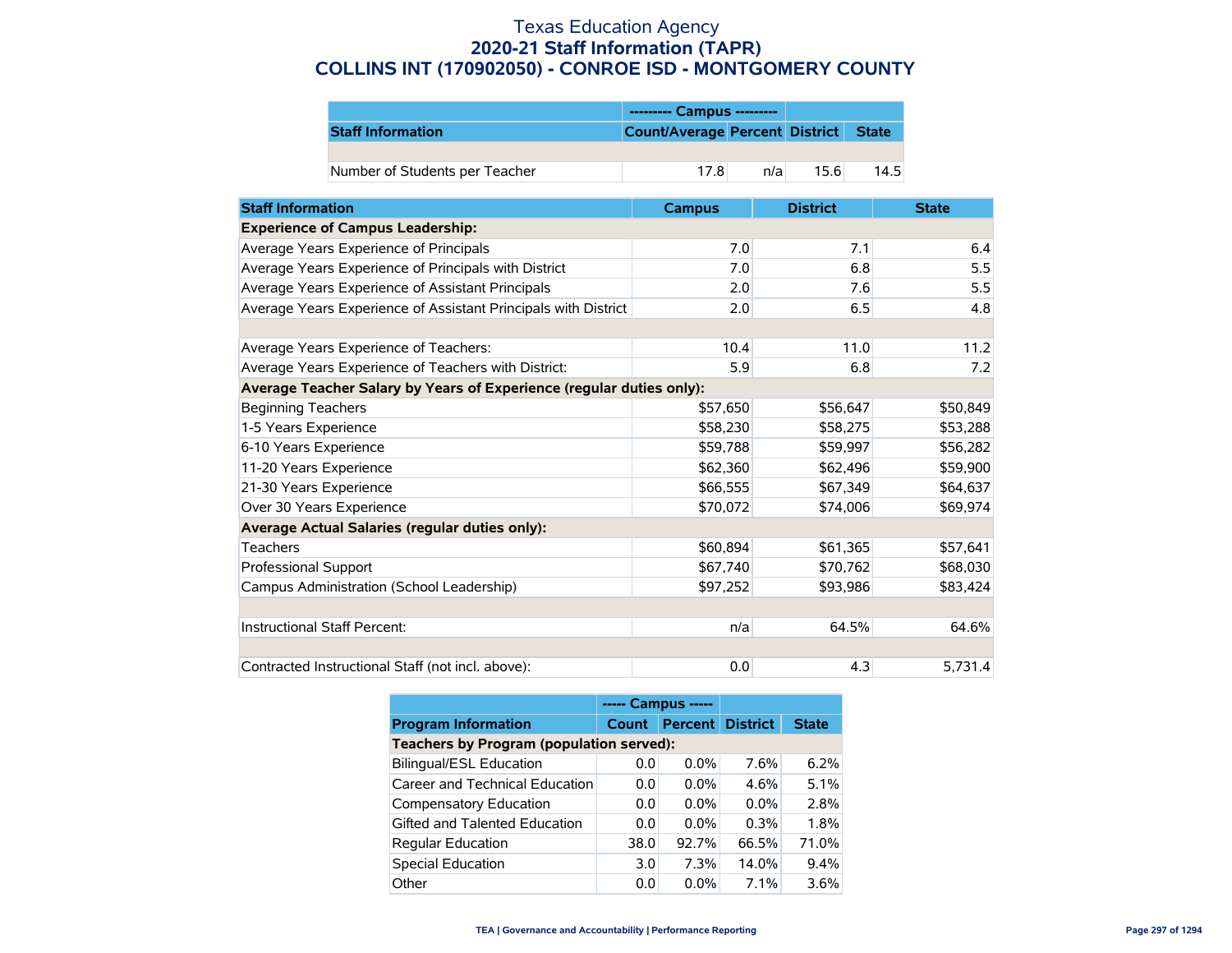# Texas Education Agency
## 2020-21 Staff Information (TAPR)
## COLLINS INT (170902050) - CONROE ISD - MONTGOMERY COUNTY

| | --------- Campus --------- | | | |
|---|---|---|---|---|
| **Staff Information** | **Count/Average** | **Percent** | **District** | **State** |
| | | | | |
| Number of Students per Teacher | 17.8 | n/a | 15.6 | 14.5 |

| **Staff Information** | **Campus** | **District** | **State** |
|---|---|---|---|
| **Experience of Campus Leadership:** | | | |
| Average Years Experience of Principals | 7.0 | 7.1 | 6.4 |
| Average Years Experience of Principals with District | 7.0 | 6.8 | 5.5 |
| Average Years Experience of Assistant Principals | 2.0 | 7.6 | 5.5 |
| Average Years Experience of Assistant Principals with District | 2.0 | 6.5 | 4.8 |
| | | | |
| Average Years Experience of Teachers: | 10.4 | 11.0 | 11.2 |
| Average Years Experience of Teachers with District: | 5.9 | 6.8 | 7.2 |
| **Average Teacher Salary by Years of Experience (regular duties only):** | | | |
| Beginning Teachers | $57,650 | $56,647 | $50,849 |
| 1-5 Years Experience | $58,230 | $58,275 | $53,288 |
| 6-10 Years Experience | $59,788 | $59,997 | $56,282 |
| 11-20 Years Experience | $62,360 | $62,496 | $59,900 |
| 21-30 Years Experience | $66,555 | $67,349 | $64,637 |
| Over 30 Years Experience | $70,072 | $74,006 | $69,974 |
| **Average Actual Salaries (regular duties only):** | | | |
| Teachers | $60,894 | $61,365 | $57,641 |
| Professional Support | $67,740 | $70,762 | $68,030 |
| Campus Administration (School Leadership) | $97,252 | $93,986 | $83,424 |
| | | | |
| Instructional Staff Percent: | n/a | 64.5% | 64.6% |
| | | | |
| Contracted Instructional Staff (not incl. above): | 0.0 | 4.3 | 5,731.4 |

| | ----- Campus ----- | | | |
|---|---|---|---|---|
| **Program Information** | **Count** | **Percent** | **District** | **State** |
| **Teachers by Program (population served):** | | | | |
| Bilingual/ESL Education | 0.0 | 0.0% | 7.6% | 6.2% |
| Career and Technical Education | 0.0 | 0.0% | 4.6% | 5.1% |
| Compensatory Education | 0.0 | 0.0% | 0.0% | 2.8% |
| Gifted and Talented Education | 0.0 | 0.0% | 0.3% | 1.8% |
| Regular Education | 38.0 | 92.7% | 66.5% | 71.0% |
| Special Education | 3.0 | 7.3% | 14.0% | 9.4% |
| Other | 0.0 | 0.0% | 7.1% | 3.6% |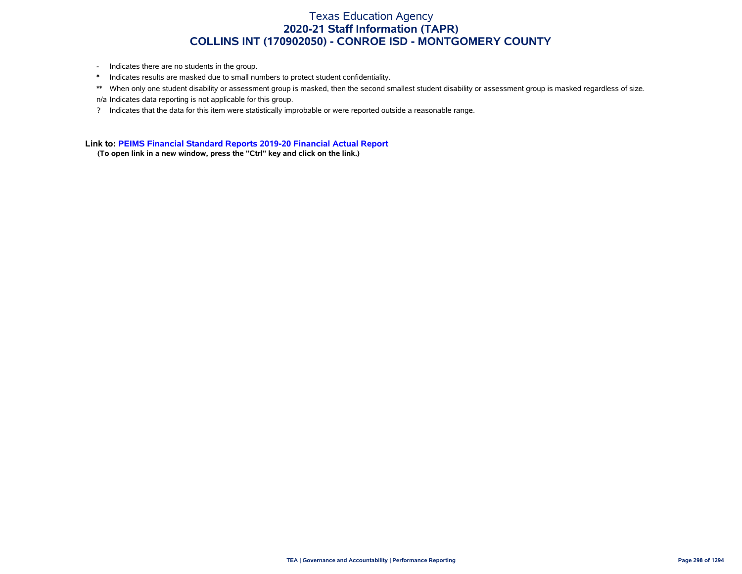# Texas Education Agency
## 2020-21 Staff Information (TAPR)
## COLLINS INT (170902050) - CONROE ISD - MONTGOMERY COUNTY

- \- Indicates there are no students in the group.
- \* Indicates results are masked due to small numbers to protect student confidentiality.
- \*\* When only one student disability or assessment group is masked, then the second smallest student disability or assessment group is masked regardless of size.
- n/a Indicates data reporting is not applicable for this group.
- ? Indicates that the data for this item were statistically improbable or were reported outside a reasonable range.

**Link to: PEIMS Financial Standard Reports 2019-20 Financial Actual Report**
**(To open link in a new window, press the "Ctrl" key and click on the link.)**